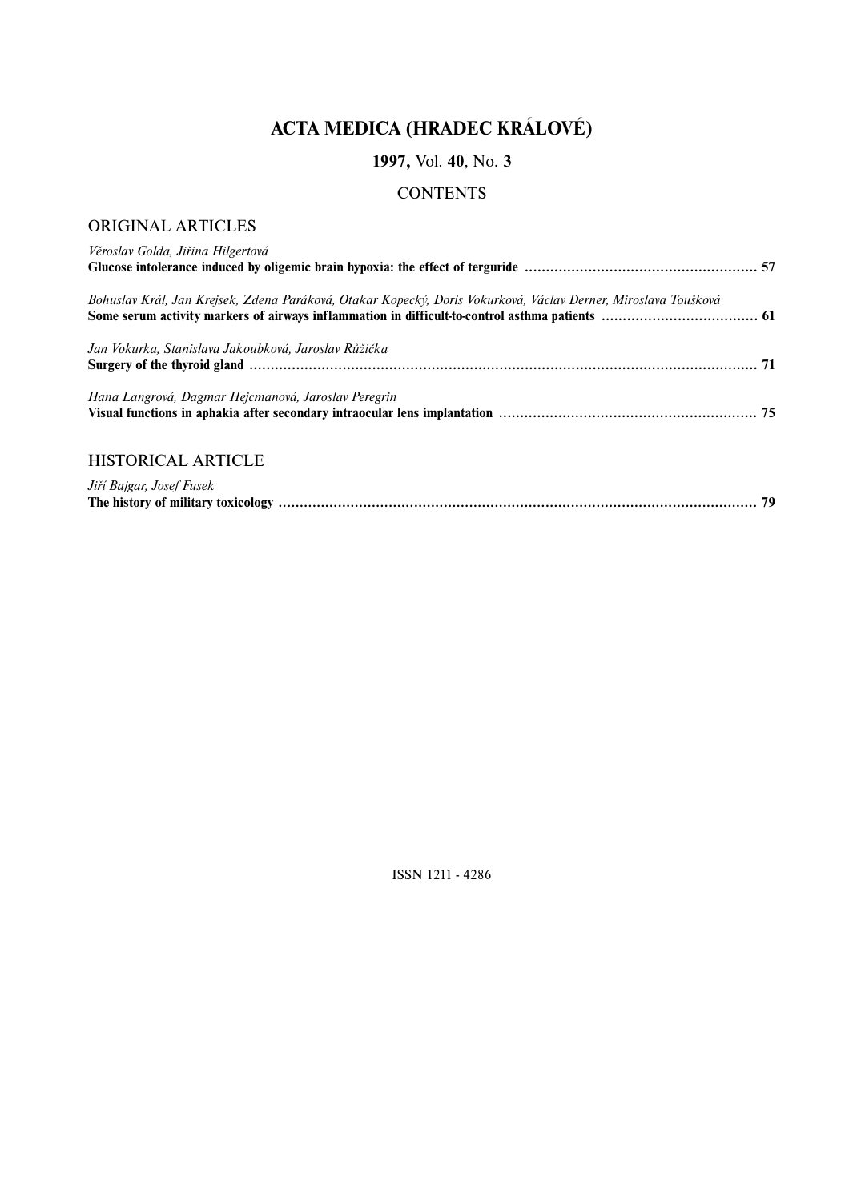# ACTA MEDICA (HRADEC KRÁLOVÉ)

**1997,** Vol. **40**, No. **3**

## CONTENTS

### ORIGINAL ARTICLES

*Věroslav Golda, Jiřina Hilgertová*
**Glucose intolerance induced by oligemic brain hypoxia: the effect of terguride** ........................................................ **57**

*Bohuslav Král, Jan Krejsek, Zdena Paráková, Otakar Kopecký, Doris Vokurková, Václav Derner, Miroslava Toušková*
**Some serum activity markers of airways inflammation in difficult-to-control asthma patients** ........................................ **61**

*Jan Vokurka, Stanislava Jakoubková, Jaroslav Růžička*
**Surgery of the thyroid gland** ........................................................................................................................ **71**

*Hana Langrová, Dagmar Hejcmanová, Jaroslav Peregrin*
**Visual functions in aphakia after secondary intraocular lens implantation** ............................................................... **75**

### HISTORICAL ARTICLE

*Jiří Bajgar, Josef Fusek*
**The history of military toxicology** ................................................................................................................... **79**

ISSN 1211 - 4286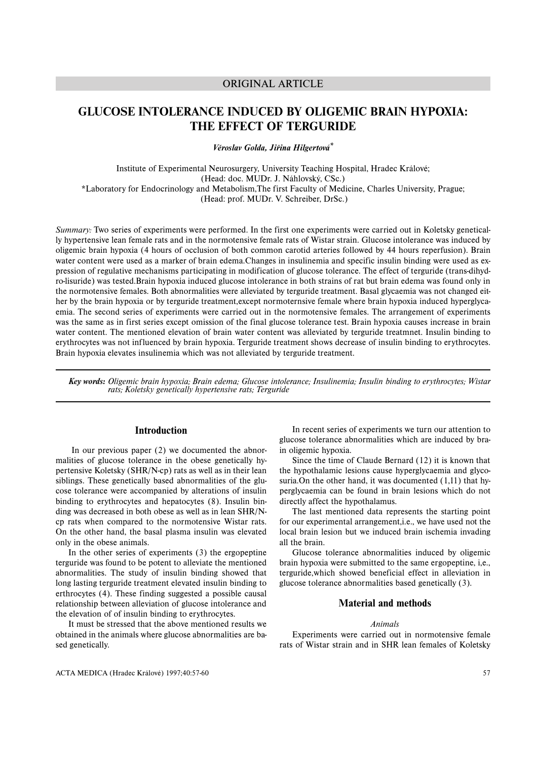ORIGINAL ARTICLE

# GLUCOSE INTOLERANCE INDUCED BY OLIGEMIC BRAIN HYPOXIA: THE EFFECT OF TERGURIDE

*Věroslav Golda, Jiřina Hilgertová**

Institute of Experimental Neurosurgery, University Teaching Hospital, Hradec Králové;
(Head: doc. MUDr. J. Náhlovský, CSc.)
*Laboratory for Endocrinology and Metabolism,The first Faculty of Medicine, Charles University, Prague;
(Head: prof. MUDr. V. Schreiber, DrSc.)

*Summary:* Two series of experiments were performed. In the first one experiments were carried out in Koletsky genetically hypertensive lean female rats and in the normotensive female rats of Wistar strain. Glucose intolerance was induced by oligemic brain hypoxia (4 hours of occlusion of both common carotid arteries followed by 44 hours reperfusion). Brain water content were used as a marker of brain edema.Changes in insulinemia and specific insulin binding were used as expression of regulative mechanisms participating in modification of glucose tolerance. The effect of terguride (trans-dihydro-lisuride) was tested.Brain hypoxia induced glucose intolerance in both strains of rat but brain edema was found only in the normotensive females. Both abnormalities were alleviated by terguride treatment. Basal glycaemia was not changed either by the brain hypoxia or by terguride treatment,except normoternsive female where brain hypoxia induced hyperglycaemia. The second series of experiments were carried out in the normotensive females. The arrangement of experiments was the same as in first series except omission of the final glucose tolerance test. Brain hypoxia causes increase in brain water content. The mentioned elevation of brain water content was alleviated by terguride treatmnet. Insulin binding to erythrocytes was not influenced by brain hypoxia. Terguride treatment shows decrease of insulin binding to erythrocytes. Brain hypoxia elevates insulinemia which was not alleviated by terguride treatment.

**Key words:** *Oligemic brain hypoxia; Brain edema; Glucose intolerance; Insulinemia; Insulin binding to erythrocytes; Wistar rats; Koletsky genetically hypertensive rats; Terguride*

## Introduction

In our previous paper (2) we documented the abnormalities of glucose tolerance in the obese genetically hypertensive Koletsky (SHR/N-cp) rats as well as in their lean siblings. These genetically based abnormalities of the glucose tolerance were accompanied by alterations of insulin binding to erythrocytes and hepatocytes (8). Insulin binding was decreased in both obese as well as in lean SHR/N-cp rats when compared to the normotensive Wistar rats. On the other hand, the basal plasma insulin was elevated only in the obese animals.

In the other series of experiments (3) the ergopeptine terguride was found to be potent to alleviate the mentioned abnormalities. The study of insulin binding showed that long lasting terguride treatment elevated insulin binding to erthrocytes (4). These finding suggested a possible causal relationship between alleviation of glucose intolerance and the elevation of of insulin binding to erythrocytes.

It must be stressed that the above mentioned results we obtained in the animals where glucose abnormalities are based genetically.

In recent series of experiments we turn our attention to glucose tolerance abnormalities which are induced by brain oligemic hypoxia.

Since the time of Claude Bernard (12) it is known that the hypothalamic lesions cause hyperglycaemia and glycosuria.On the other hand, it was documented (1,11) that hyperglycaemia can be found in brain lesions which do not directly affect the hypothalamus.

The last mentioned data represents the starting point for our experimental arrangement,i.e., we have used not the local brain lesion but we induced brain ischemia invading all the brain.

Glucose tolerance abnormalities induced by oligemic brain hypoxia were submitted to the same ergopeptine, i.e., terguride,which showed beneficial effect in alleviation in glucose tolerance abnormalities based genetically (3).

## Material and methods

### *Animals*

Experiments were carried out in normotensive female rats of Wistar strain and in SHR lean females of Koletsky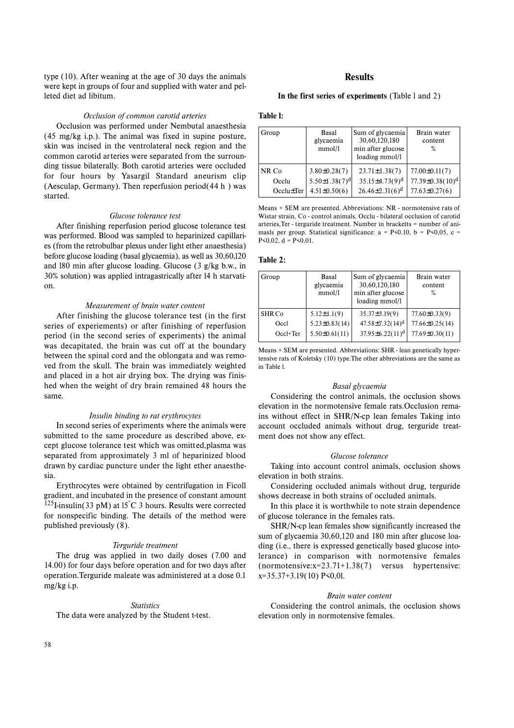type (10). After weaning at the age of 30 days the animals were kept in groups of four and supplied with water and pelleted diet ad libitum.

*Occlusion of common carotid arteries*

Occlusion was performed under Nembutal anaesthesia (45 mg/kg i.p.). The animal was fixed in supine posture, skin was incised in the ventrolateral neck region and the common carotid arteries were separated from the surrounding tissue bilaterally. Both carotid arteries were occluded for four hours by Yasargil Standard aneurism clip (Aesculap, Germany). Then reperfusion period(44 h ) was started.

*Glucose tolerance test*

After finishing reperfusion period glucose tolerance test was performed. Blood was sampled to heparinized capillaries (from the retrobulbar plexus under light ether anaesthesia) before glucose loading (basal glycaemia), as well as 30,60,120 and 180 min after glucose loading. Glucose (3 g/kg b.w., in 30% solution) was applied intragastrically after 14 h starvation.

*Measurement of brain water content*

After finishing the glucose tolerance test (in the first series of experiements) or after finishing of reperfusion period (in the second series of experiments) the animal was decapitated, the brain was cut off at the boundary between the spinal cord and the oblongata and was removed from the skull. The brain was immediately weighted and placed in a hot air drying box. The drying was finished when the weight of dry brain remained 48 hours the same.

*Insulin binding to rat erythrocytes*

In second series of experiments where the animals were submitted to the same procedure as described above, except glucose tolerance test which was omitted,plasma was separated from approximately 3 ml of heparinized blood drawn by cardiac puncture under the light ether anaesthesia.

Erythrocytes were obtained by centrifugation in Ficoll gradient, and incubated in the presence of constant amount $^{125}$I-insulin(33 pM) at 15°C 3 hours. Results were corrected for nonspecific binding. The details of the method were published previously (8).

*Terguride treatment*

The drug was applied in two daily doses (7.00 and 14.00) for four days before operation and for two days after operation.Terguride maleate was administered at a dose 0.1 mg/kg i.p.

*Statistics*

The data were analyzed by the Student t-test.

## Results

**In the first series of experiments** (Table 1 and 2)

**Table 1:**

| Group | Basal glycaemia mmol/l | Sum of glycaemia 30,60,120,180 min after glucose loading mmol/l | Brain water content % |
|---|---|---|---|
| NR Co | 3.80±0.28(7) | 23.71±1.38(7) | 77.00±0.11(7) |
| Occlu | 5.50±1.38(7)$^d$ | 35.15±4.73(9)$^d$ | 77.39±0.38(10)$^d$ |
| Occlu±Ter | 4.51±0.50(6) | 26.46±2.31(6)$^d$ | 77.63±0.27(6) |

Means + SEM are presented. Abbreviations: NR - normotensive rats of Wistar strain, Co - control animals, Occlu - bilateral occlusion of carotid arteries,Ter - terguride treatment. Number in bracketts = number of animasls per group. Statistical significance: a = P<0.10, b = P<0,05, c = P<0,02, d = P<0,01.

**Table 2:**

| Group | Basal glycaemia mmol/l | Sum of glycaemia 30,60,120,180 min after glucose loading mmol/l | Brain water content % |
|---|---|---|---|
| SHR Co | 5.12±1.1(9) | 35.37±3.19(9) | 77.60±0.33(9) |
| Occl | 5.23±0.83(14) | 47.58±7.32(14)$^d$ | 77.66±0.25(14) |
| Occl+Ter | 5.50±0.61(11) | 37.95±6.22(11)$^d$ | 77.69±0.30(11) |

Means + SEM are presented. Abbreviations: SHR - lean genetically hypertensive rats of Koletsky (10) type.The other abbreviations are the same as in Table 1.

*Basal glycaemia*

Considering the control animals, the occlusion shows elevation in the normotensive female rats.Occlusion remains without effect in SHR/N-cp lean females Taking into account occluded animals without drug, terguride treatment does not show any effect.

*Glucose tolerance*

Taking into account control animals, occlusion shows elevation in both strains.

Considering occluded animals without drug, terguride shows decrease in both strains of occluded animals.

In this place it is worthwhile to note strain dependence of glucose tolerance in the females rats.

SHR/N-cp lean females show significantly increased the sum of glycaemia 30,60,120 and 180 min after glucose loading (i.e., there is expressed genetically based glucose intolerance) in comparison with normotensive females (normotensive:x=23.71+1.38(7) versus hypertensive: x=35.37+3.19(10) P<0,01.

*Brain water content*

Considering the control animals, the occlusion shows elevation only in normotensive females.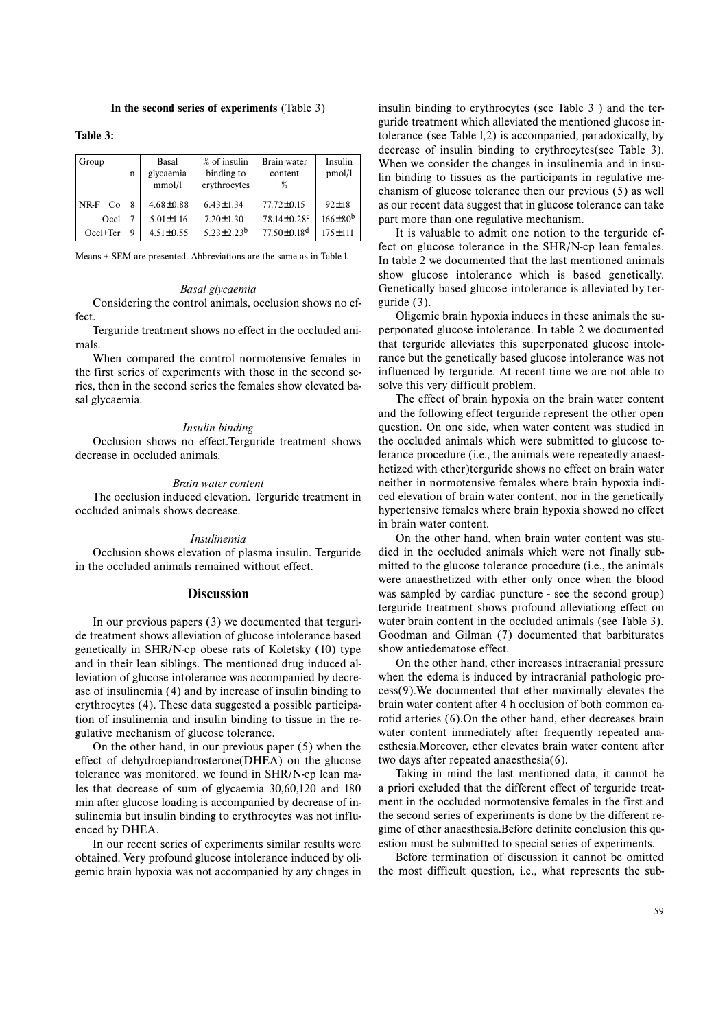**In the second series of experiments** (Table 3)

**Table 3:**

| Group | n | Basal glycaemia mmol/l | % of insulin binding to erythrocytes | Brain water content % | Insulin pmol/l |
|---|---|---|---|---|---|
| NR-F Co | 8 | 4.68±0.88 | 6.43±1.34 | 77.72±0.15 | 92±18 |
| Occl | 7 | 5.01±1.16 | 7.20±1.30 | 78.14±0.28$^{c}$ | 166±80$^{b}$ |
| Occl+Ter | 9 | 4.51±0.55 | 5.23±2.23$^{b}$ | 77.50±0.18$^{d}$ | 175±111 |

Means + SEM are presented. Abbreviations are the same as in Table l.

*Basal glycaemia*

Considering the control animals, occlusion shows no effect.

Terguride treatment shows no effect in the occluded animals.

When compared the control normotensive females in the first series of experiments with those in the second series, then in the second series the females show elevated basal glycaemia.

*Insulin binding*

Occlusion shows no effect.Terguride treatment shows decrease in occluded animals.

*Brain water content*

The occlusion induced elevation. Terguride treatment in occluded animals shows decrease.

*Insulinemia*

Occlusion shows elevation of plasma insulin. Terguride in the occluded animals remained without effect.

## Discussion

In our previous papers (3) we documented that terguride treatment shows alleviation of glucose intolerance based genetically in SHR/N-cp obese rats of Koletsky (10) type and in their lean siblings. The mentioned drug induced alleviation of glucose intolerance was accompanied by decrease of insulinemia (4) and by increase of insulin binding to erythrocytes (4). These data suggested a possible participation of insulinemia and insulin binding to tissue in the regulative mechanism of glucose tolerance.

On the other hand, in our previous paper (5) when the effect of dehydroepiandrosterone(DHEA) on the glucose tolerance was monitored, we found in SHR/N-cp lean males that decrease of sum of glycaemia 30,60,120 and 180 min after glucose loading is accompanied by decrease of insulinemia but insulin binding to erythrocytes was not influenced by DHEA.

In our recent series of experiments similar results were obtained. Very profound glucose intolerance induced by oligemic brain hypoxia was not accompanied by any chnges in insulin binding to erythrocytes (see Table 3 ) and the terguride treatment which alleviated the mentioned glucose intolerance (see Table l,2) is accompanied, paradoxically, by decrease of insulin binding to erythrocytes(see Table 3). When we consider the changes in insulinemia and in insulin binding to tissues as the participants in regulative mechanism of glucose tolerance then our previous (5) as well as our recent data suggest that in glucose tolerance can take part more than one regulative mechanism.

It is valuable to admit one notion to the terguride effect on glucose tolerance in the SHR/N-cp lean females. In table 2 we documented that the last mentioned animals show glucose intolerance which is based genetically. Genetically based glucose intolerance is alleviated by terguride (3).

Oligemic brain hypoxia induces in these animals the superponated glucose intolerance. In table 2 we documented that terguride alleviates this superponated glucose intolerance but the genetically based glucose intolerance was not influenced by terguride. At recent time we are not able to solve this very difficult problem.

The effect of brain hypoxia on the brain water content and the following effect terguride represent the other open question. On one side, when water content was studied in the occluded animals which were submitted to glucose tolerance procedure (i.e., the animals were repeatedly anaesthetized with ether)terguride shows no effect on brain water neither in normotensive females where brain hypoxia induced elevation of brain water content, nor in the genetically hypertensive females where brain hypoxia showed no effect in brain water content.

On the other hand, when brain water content was studied in the occluded animals which were not finally submitted to the glucose tolerance procedure (i.e., the animals were anaesthetized with ether only once when the blood was sampled by cardiac puncture - see the second group) terguride treatment shows profound alleviationg effect on water brain content in the occluded animals (see Table 3). Goodman and Gilman (7) documented that barbiturates show antiedematose effect.

On the other hand, ether increases intracranial pressure when the edema is induced by intracranial pathologic process(9).We documented that ether maximally elevates the brain water content after 4 h occlusion of both common carotid arteries (6).On the other hand, ether decreases brain water content immediately after frequently repeated anaesthesia.Moreover, ether elevates brain water content after two days after repeated anaesthesia(6).

Taking in mind the last mentioned data, it cannot be a priori excluded that the different effect of terguride treatment in the occluded normotensive females in the first and the second series of experiments is done by the different regime of ether anaesthesia.Before definite conclusion this question must be submitted to special series of experiments.

Before termination of discussion it cannot be omitted the most difficult question, i.e., what represents the sub-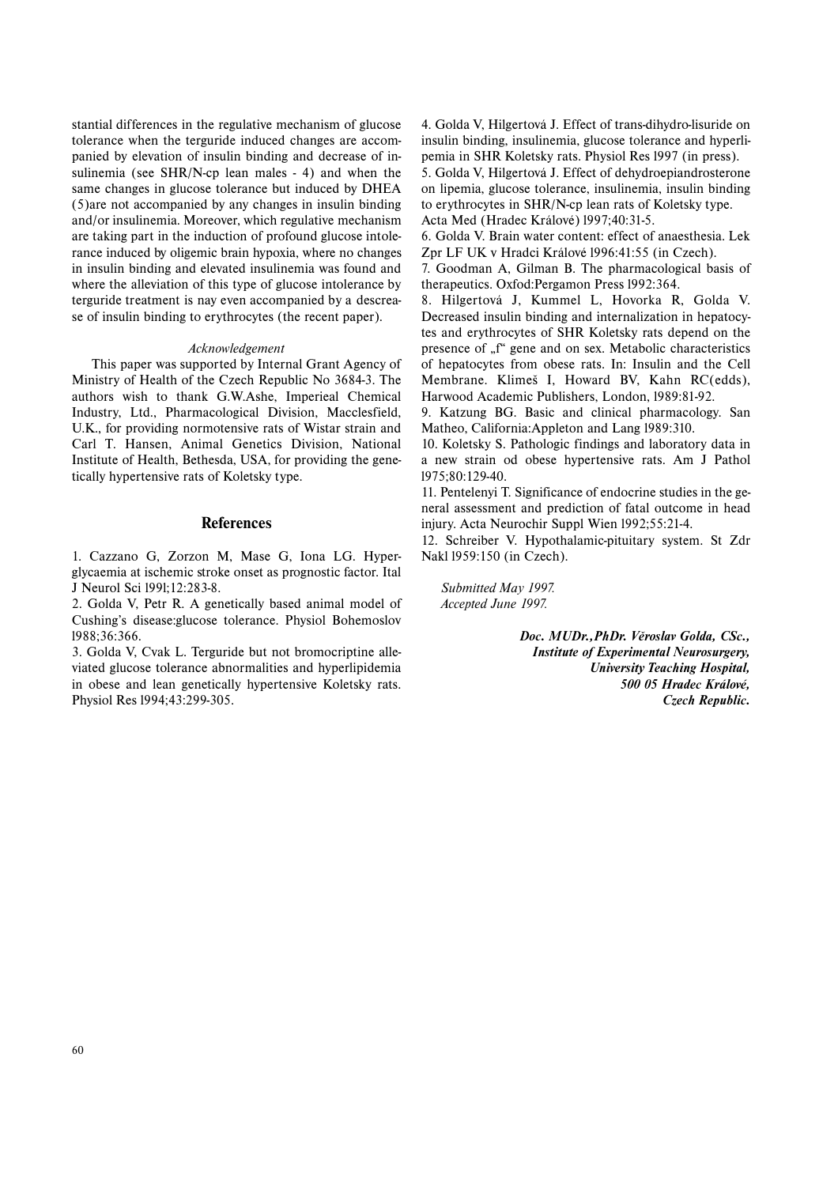stantial differences in the regulative mechanism of glucose tolerance when the terguride induced changes are accompanied by elevation of insulin binding and decrease of insulinemia (see SHR/N-cp lean males - 4) and when the same changes in glucose tolerance but induced by DHEA (5)are not accompanied by any changes in insulin binding and/or insulinemia. Moreover, which regulative mechanism are taking part in the induction of profound glucose intolerance induced by oligemic brain hypoxia, where no changes in insulin binding and elevated insulinemia was found and where the alleviation of this type of glucose intolerance by terguride treatment is nay even accompanied by a descrease of insulin binding to erythrocytes (the recent paper).

*Acknowledgement*

This paper was supported by Internal Grant Agency of Ministry of Health of the Czech Republic No 3684-3. The authors wish to thank G.W.Ashe, Imperieal Chemical Industry, Ltd., Pharmacological Division, Macclesfield, U.K., for providing normotensive rats of Wistar strain and Carl T. Hansen, Animal Genetics Division, National Institute of Health, Bethesda, USA, for providing the genetically hypertensive rats of Koletsky type.

## References

1. Cazzano G, Zorzon M, Mase G, Iona LG. Hyperglycaemia at ischemic stroke onset as prognostic factor. Ital J Neurol Sci 1991;12:283-8.
2. Golda V, Petr R. A genetically based animal model of Cushing's disease:glucose tolerance. Physiol Bohemoslov 1988;36:366.
3. Golda V, Cvak L. Terguride but not bromocriptine alleviated glucose tolerance abnormalities and hyperlipidemia in obese and lean genetically hypertensive Koletsky rats. Physiol Res 1994;43:299-305.
4. Golda V, Hilgertová J. Effect of trans-dihydro-lisuride on insulin binding, insulinemia, glucose tolerance and hyperlipemia in SHR Koletsky rats. Physiol Res 1997 (in press).
5. Golda V, Hilgertová J. Effect of dehydroepiandrosterone on lipemia, glucose tolerance, insulinemia, insulin binding to erythrocytes in SHR/N-cp lean rats of Koletsky type. Acta Med (Hradec Králové) 1997;40:31-5.
6. Golda V. Brain water content: effect of anaesthesia. Lek Zpr LF UK v Hradci Králové 1996:41:55 (in Czech).
7. Goodman A, Gilman B. The pharmacological basis of therapeutics. Oxfod:Pergamon Press 1992:364.
8. Hilgertová J, Kummel L, Hovorka R, Golda V. Decreased insulin binding and internalization in hepatocytes and erythrocytes of SHR Koletsky rats depend on the presence of „f" gene and on sex. Metabolic characteristics of hepatocytes from obese rats. In: Insulin and the Cell Membrane. Klimeš I, Howard BV, Kahn RC(edds), Harwood Academic Publishers, London, 1989:81-92.
9. Katzung BG. Basic and clinical pharmacology. San Matheo, California:Appleton and Lang 1989:310.
10. Koletsky S. Pathologic findings and laboratory data in a new strain od obese hypertensive rats. Am J Pathol 1975;80:129-40.
11. Pentelenyi T. Significance of endocrine studies in the general assessment and prediction of fatal outcome in head injury. Acta Neurochir Suppl Wien 1992;55:21-4.
12. Schreiber V. Hypothalamic-pituitary system. St Zdr Nakl 1959:150 (in Czech).

*Submitted May 1997.*
*Accepted June 1997.*

***Doc. MUDr.,PhDr. Věroslav Golda, CSc.,***
***Institute of Experimental Neurosurgery,***
***University Teaching Hospital,***
***500 05 Hradec Králové,***
***Czech Republic.***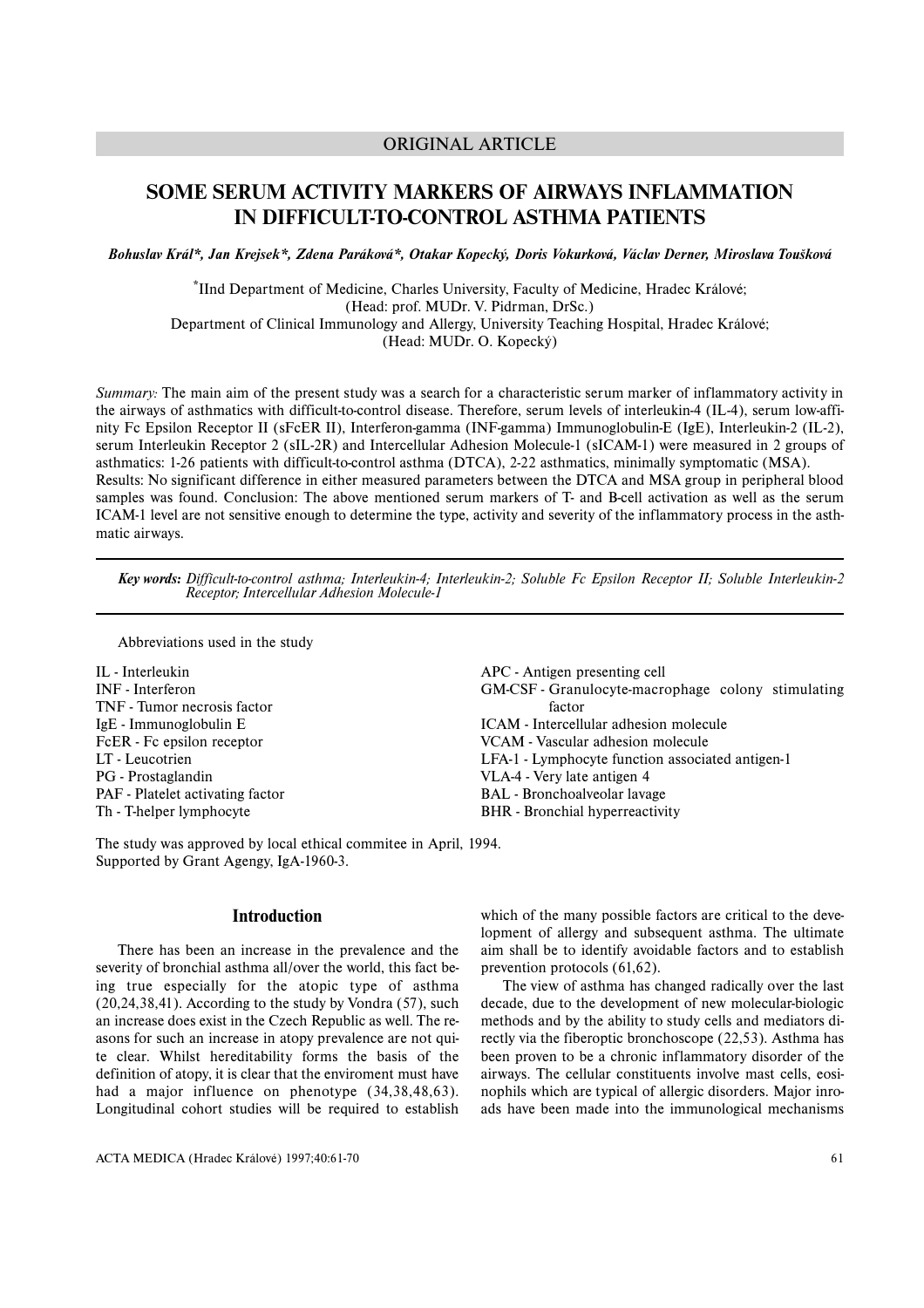ORIGINAL ARTICLE

# SOME SERUM ACTIVITY MARKERS OF AIRWAYS INFLAMMATION IN DIFFICULT-TO-CONTROL ASTHMA PATIENTS

***Bohuslav Král\*, Jan Krejsek\*, Zdena Paráková\*, Otakar Kopecký, Doris Vokurková, Václav Derner, Miroslava Toušková***

\*IInd Department of Medicine, Charles University, Faculty of Medicine, Hradec Králové;
(Head: prof. MUDr. V. Pidrman, DrSc.)
Department of Clinical Immunology and Allergy, University Teaching Hospital, Hradec Králové;
(Head: MUDr. O. Kopecký)

*Summary:* The main aim of the present study was a search for a characteristic serum marker of inflammatory activity in the airways of asthmatics with difficult-to-control disease. Therefore, serum levels of interleukin-4 (IL-4), serum low-affinity Fc Epsilon Receptor II (sFcER II), Interferon-gamma (INF-gamma) Immunoglobulin-E (IgE), Interleukin-2 (IL-2), serum Interleukin Receptor 2 (sIL-2R) and Intercellular Adhesion Molecule-1 (sICAM-1) were measured in 2 groups of asthmatics: 1-26 patients with difficult-to-control asthma (DTCA), 2-22 asthmatics, minimally symptomatic (MSA).
Results: No significant difference in either measured parameters between the DTCA and MSA group in peripheral blood samples was found. Conclusion: The above mentioned serum markers of T- and B-cell activation as well as the serum ICAM-1 level are not sensitive enough to determine the type, activity and severity of the inflammatory process in the asthmatic airways.

***Key words:*** *Difficult-to-control asthma; Interleukin-4; Interleukin-2; Soluble Fc Epsilon Receptor II; Soluble Interleukin-2 Receptor; Intercellular Adhesion Molecule-1*

Abbreviations used in the study

IL - Interleukin
INF - Interferon
TNF - Tumor necrosis factor
IgE - Immunoglobulin E
FcER - Fc epsilon receptor
LT - Leucotrien
PG - Prostaglandin
PAF - Platelet activating factor
Th - T-helper lymphocyte
APC - Antigen presenting cell
GM-CSF - Granulocyte-macrophage colony stimulating factor
ICAM - Intercellular adhesion molecule
VCAM - Vascular adhesion molecule
LFA-1 - Lymphocyte function associated antigen-1
VLA-4 - Very late antigen 4
BAL - Bronchoalveolar lavage
BHR - Bronchial hyperreactivity

The study was approved by local ethical commitee in April, 1994.
Supported by Grant Agengy, IgA-1960-3.

## Introduction

There has been an increase in the prevalence and the severity of bronchial asthma all/over the world, this fact being true especially for the atopic type of asthma (20,24,38,41). According to the study by Vondra (57), such an increase does exist in the Czech Republic as well. The reasons for such an increase in atopy prevalence are not quite clear. Whilst hereditability forms the basis of the definition of atopy, it is clear that the enviroment must have had a major influence on phenotype (34,38,48,63). Longitudinal cohort studies will be required to establish which of the many possible factors are critical to the development of allergy and subsequent asthma. The ultimate aim shall be to identify avoidable factors and to establish prevention protocols (61,62).

The view of asthma has changed radically over the last decade, due to the development of new molecular-biologic methods and by the ability to study cells and mediators directly via the fiberoptic bronchoscope (22,53). Asthma has been proven to be a chronic inflammatory disorder of the airways. The cellular constituents involve mast cells, eosinophils which are typical of allergic disorders. Major inroads have been made into the immunological mechanisms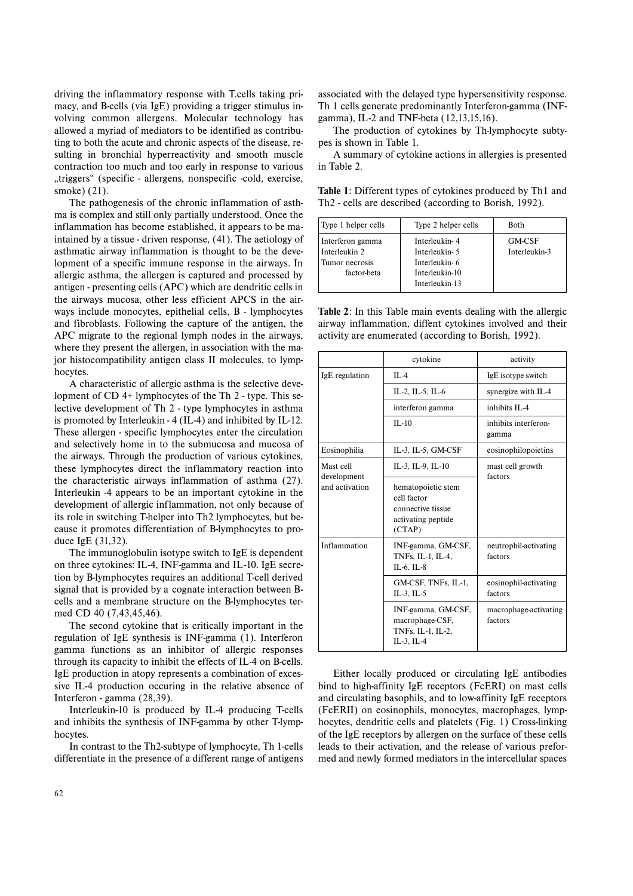driving the inflammatory response with T.cells taking primacy, and B-cells (via IgE) providing a trigger stimulus involving common allergens. Molecular technology has allowed a myriad of mediators to be identified as contributing to both the acute and chronic aspects of the disease, resulting in bronchial hyperreactivity and smooth muscle contraction too much and too early in response to various „triggers" (specific - allergens, nonspecific -cold, exercise, smoke) (21).

The pathogenesis of the chronic inflammation of asthma is complex and still only partially understood. Once the inflammation has become established, it appears to be maintained by a tissue - driven response, (41). The aetiology of asthmatic airway inflammation is thought to be the development of a specific immune response in the airways. In allergic asthma, the allergen is captured and processed by antigen - presenting cells (APC) which are dendritic cells in the airways mucosa, other less efficient APCS in the airways include monocytes, epithelial cells, B - lymphocytes and fibroblasts. Following the capture of the antigen, the APC migrate to the regional lymph nodes in the airways, where they present the allergen, in association with the major histocompatibility antigen class II molecules, to lymphocytes.

A characteristic of allergic asthma is the selective development of CD 4+ lymphocytes of the Th 2 - type. This selective development of Th 2 - type lymphocytes in asthma is promoted by Interleukin - 4 (IL-4) and inhibited by IL-12. These allergen - specific lymphocytes enter the circulation and selectively home in to the submucosa and mucosa of the airways. Through the production of various cytokines, these lymphocytes direct the inflammatory reaction into the characteristic airways inflammation of asthma (27). Interleukin -4 appears to be an important cytokine in the development of allergic inflammation, not only because of its role in switching T-helper into Th2 lymphocytes, but because it promotes differentiation of B-lymphocytes to produce IgE (31,32).

The immunoglobulin isotype switch to IgE is dependent on three cytokines: IL-4, INF-gamma and IL-10. IgE secretion by B-lymphocytes requires an additional T-cell derived signal that is provided by a cognate interaction between B-cells and a membrane structure on the B-lymphocytes termed CD 40 (7,43,45,46).

The second cytokine that is critically important in the regulation of IgE synthesis is INF-gamma (1). Interferon gamma functions as an inhibitor of allergic responses through its capacity to inhibit the effects of IL-4 on B-cells. IgE production in atopy represents a combination of excessive IL-4 production occuring in the relative absence of Interferon - gamma (28,39).

Interleukin-10 is produced by IL-4 producing T-cells and inhibits the synthesis of INF-gamma by other T-lymphocytes.

In contrast to the Th2-subtype of lymphocyte, Th 1-cells differentiate in the presence of a different range of antigens associated with the delayed type hypersensitivity response. Th 1 cells generate predominantly Interferon-gamma (INF-gamma), IL-2 and TNF-beta (12,13,15,16).

The production of cytokines by Th-lymphocyte subtypes is shown in Table 1.

A summary of cytokine actions in allergies is presented in Table 2.

**Table 1**: Different types of cytokines produced by Th1 and Th2 - cells are described (according to Borish, 1992).

| Type 1 helper cells | Type 2 helper cells | Both |
|---|---|---|
| Interferon gamma<br>Interleukin 2<br>Tumor necrosis factor-beta | Interleukin- 4<br>Interleukin- 5<br>Interleukin- 6<br>Interleukin-10<br>Interleukin-13 | GM-CSF<br>Interleukin-3 |

**Table 2**: In this Table main events dealing with the allergic airway inflammation, diffent cytokines involved and their activity are enumerated (according to Borish, 1992).

| | cytokine | activity |
|---|---|---|
| IgE regulation | IL-4 | IgE isotype switch |
| | IL-2, IL-5, IL-6 | synergize with IL-4 |
| | interferon gamma | inhibits IL-4 |
| | IL-10 | inhibits interferon-gamma |
| Eosinophilia | IL-3, IL-5, GM-CSF | eosinophilopoietins |
| Mast cell development and activation | IL-3, IL-9, IL-10 | mast cell growth factors |
| | hematopoietic stem cell factor<br>connective tissue activating peptide (CTAP) | |
| Inflammation | INF-gamma, GM-CSF, TNFs, IL-1, IL-4, IL-6, IL-8 | neutrophil-activating factors |
| | GM-CSF, TNFs, IL-1, IL-3, IL-5 | eosinophil-activating factors |
| | INF-gamma, GM-CSF, macrophage-CSF, TNFs, IL-1, IL-2, IL-3, IL-4 | macrophage-activating factors |

Either locally produced or circulating IgE antibodies bind to high-affinity IgE receptors (FcERI) on mast cells and circulating basophils, and to low-affinity IgE receptors (FcERII) on eosinophils, monocytes, macrophages, lymphocytes, dendritic cells and platelets (Fig. 1) Cross-linking of the IgE receptors by allergen on the surface of these cells leads to their activation, and the release of various preformed and newly formed mediators in the intercellular spaces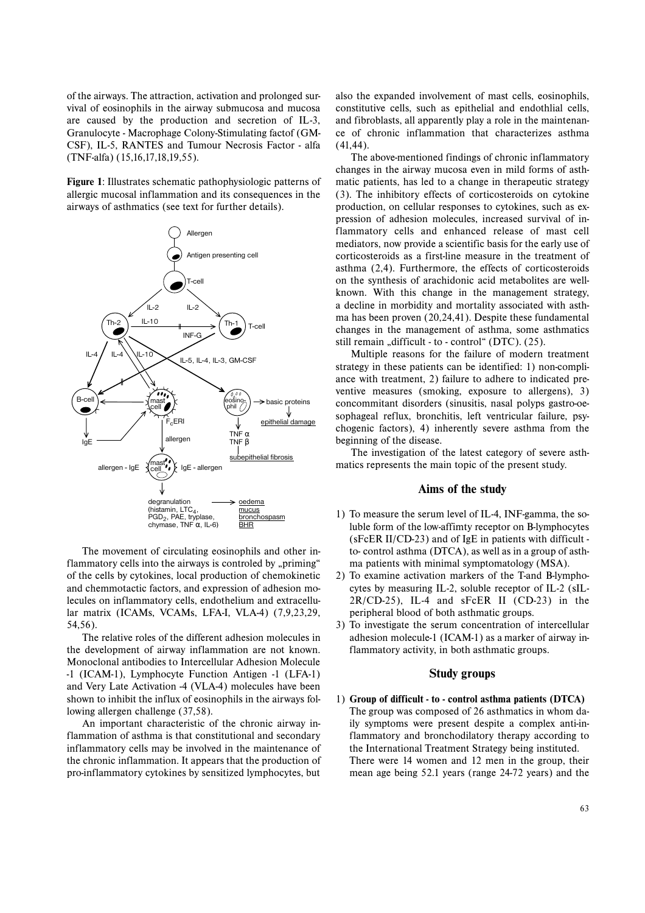of the airways. The attraction, activation and prolonged survival of eosinophils in the airway submucosa and mucosa are caused by the production and secretion of IL-3, Granulocyte - Macrophage Colony-Stimulating factof (GM-CSF), IL-5, RANTES and Tumour Necrosis Factor - alfa (TNF-alfa) (15,16,17,18,19,55).

**Figure 1**: Illustrates schematic pathophysiologic patterns of allergic mucosal inflammation and its consequences in the airways of asthmatics (see text for further details).

The movement of circulating eosinophils and other inflammatory cells into the airways is controled by „priming" of the cells by cytokines, local production of chemokinetic and chemmotactic factors, and expression of adhesion molecules on inflammatory cells, endothelium and extracellular matrix (ICAMs, VCAMs, LFA-I, VLA-4) (7,9,23,29, 54,56).

The relative roles of the different adhesion molecules in the development of airway inflammation are not known. Monoclonal antibodies to Intercellular Adhesion Molecule -1 (ICAM-1), Lymphocyte Function Antigen -1 (LFA-1) and Very Late Activation -4 (VLA-4) molecules have been shown to inhibit the influx of eosinophils in the airways following allergen challenge (37,58).

An important characteristic of the chronic airway inflammation of asthma is that constitutional and secondary inflammatory cells may be involved in the maintenance of the chronic inflammation. It appears that the production of pro-inflammatory cytokines by sensitized lymphocytes, but also the expanded involvement of mast cells, eosinophils, constitutive cells, such as epithelial and endothlial cells, and fibroblasts, all apparently play a role in the maintenance of chronic inflammation that characterizes asthma (41,44).

The above-mentioned findings of chronic inflammatory changes in the airway mucosa even in mild forms of asthmatic patients, has led to a change in therapeutic strategy (3). The inhibitory effects of corticosteroids on cytokine production, on cellular responses to cytokines, such as expression of adhesion molecules, increased survival of inflammatory cells and enhanced release of mast cell mediators, now provide a scientific basis for the early use of corticosteroids as a first-line measure in the treatment of asthma (2,4). Furthermore, the effects of corticosteroids on the synthesis of arachidonic acid metabolites are well-known. With this change in the management strategy, a decline in morbidity and mortality associated with asthma has been proven (20,24,41). Despite these fundamental changes in the management of asthma, some asthmatics still remain „difficult - to - control" (DTC). (25).

Multiple reasons for the failure of modern treatment strategy in these patients can be identified: 1) non-compliance with treatment, 2) failure to adhere to indicated preventive measures (smoking, exposure to allergens), 3) concommitant disorders (sinusitis, nasal polyps gastro-oesophageal reflux, bronchitis, left ventricular failure, psychogenic factors), 4) inherently severe asthma from the beginning of the disease.

The investigation of the latest category of severe asthmatics represents the main topic of the present study.

## Aims of the study

1) To measure the serum level of IL-4, INF-gamma, the soluble form of the low-affimty receptor on B-lymphocytes (sFcER II/CD-23) and of IgE in patients with difficult - to- control asthma (DTCA), as well as in a group of asthma patients with minimal symptomatology (MSA).
2) To examine activation markers of the T-and B-lymphocytes by measuring IL-2, soluble receptor of IL-2 (sIL-2R/CD-25), IL-4 and sFcER II (CD-23) in the peripheral blood of both asthmatic groups.
3) To investigate the serum concentration of intercellular adhesion molecule-1 (ICAM-1) as a marker of airway inflammatory activity, in both asthmatic groups.

## Study groups

1) **Group of difficult - to - control asthma patients (DTCA)**
   The group was composed of 26 asthmatics in whom daily symptoms were present despite a complex anti-inflammatory and bronchodilatory therapy according to the International Treatment Strategy being instituted.
   There were 14 women and 12 men in the group, their mean age being 52.1 years (range 24-72 years) and the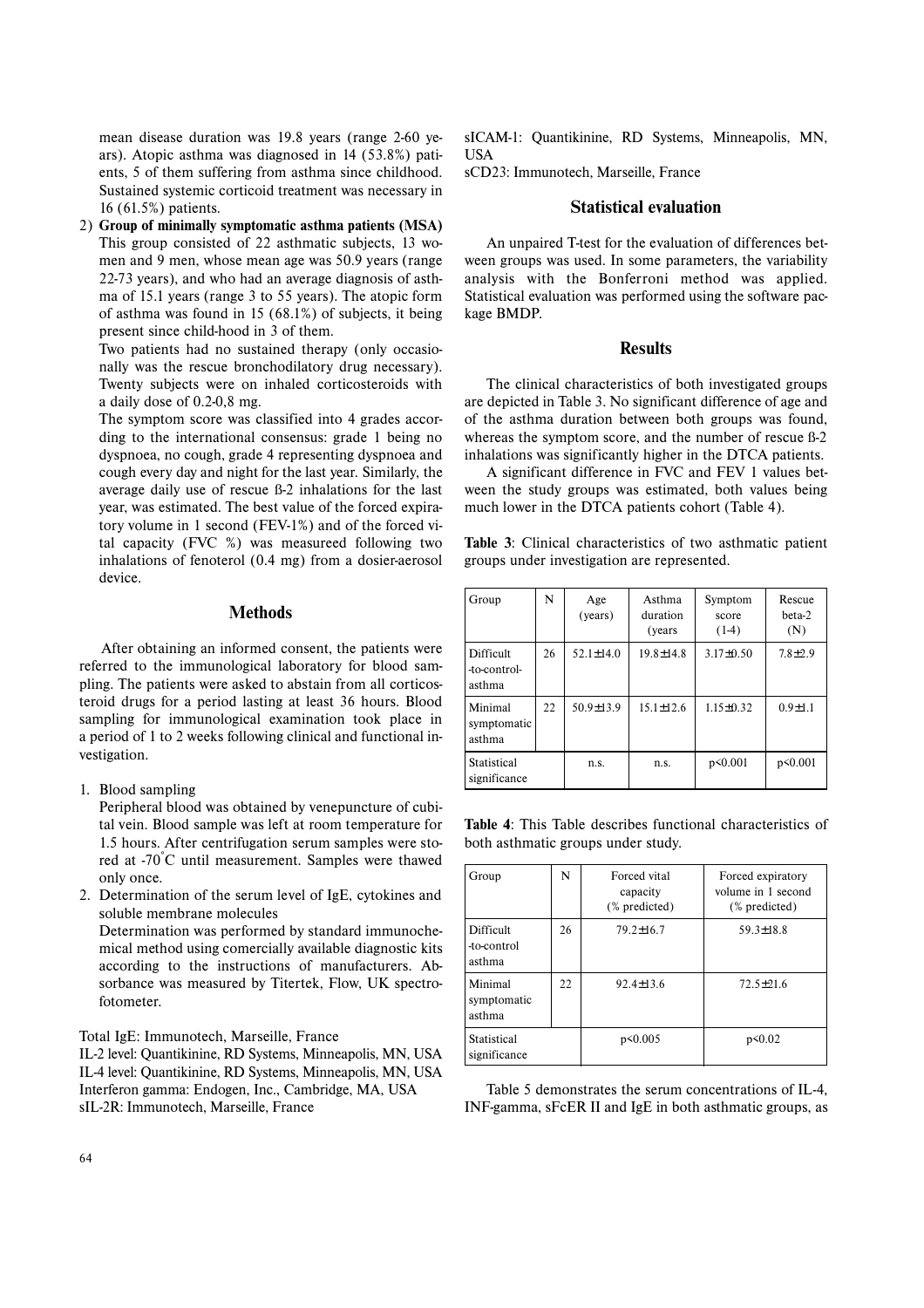mean disease duration was 19.8 years (range 2-60 years). Atopic asthma was diagnosed in 14 (53.8%) patients, 5 of them suffering from asthma since childhood. Sustained systemic corticoid treatment was necessary in 16 (61.5%) patients.

2) **Group of minimally symptomatic asthma patients (MSA)**
   This group consisted of 22 asthmatic subjects, 13 women and 9 men, whose mean age was 50.9 years (range 22-73 years), and who had an average diagnosis of asthma of 15.1 years (range 3 to 55 years). The atopic form of asthma was found in 15 (68.1%) of subjects, it being present since child-hood in 3 of them.

   Two patients had no sustained therapy (only occasionally was the rescue bronchodilatory drug necessary). Twenty subjects were on inhaled corticosteroids with a daily dose of 0.2-0,8 mg.

   The symptom score was classified into 4 grades according to the international consensus: grade 1 being no dyspnoea, no cough, grade 4 representing dyspnoea and cough every day and night for the last year. Similarly, the average daily use of rescue ß-2 inhalations for the last year, was estimated. The best value of the forced expiratory volume in 1 second (FEV-1%) and of the forced vital capacity (FVC %) was measureed following two inhalations of fenoterol (0.4 mg) from a dosier-aerosol device.

## Methods

After obtaining an informed consent, the patients were referred to the immunological laboratory for blood sampling. The patients were asked to abstain from all corticosteroid drugs for a period lasting at least 36 hours. Blood sampling for immunological examination took place in a period of 1 to 2 weeks following clinical and functional investigation.

1. Blood sampling
   Peripheral blood was obtained by venepuncture of cubital vein. Blood sample was left at room temperature for 1.5 hours. After centrifugation serum samples were stored at -70°C until measurement. Samples were thawed only once.
2. Determination of the serum level of IgE, cytokines and soluble membrane molecules
   Determination was performed by standard immunochemical method using comercially available diagnostic kits according to the instructions of manufacturers. Absorbance was measured by Titertek, Flow, UK spectrofotometer.

Total IgE: Immunotech, Marseille, France
IL-2 level: Quantikinine, RD Systems, Minneapolis, MN, USA
IL-4 level: Quantikinine, RD Systems, Minneapolis, MN, USA
Interferon gamma: Endogen, Inc., Cambridge, MA, USA
sIL-2R: Immunotech, Marseille, France
sICAM-1: Quantikinine, RD Systems, Minneapolis, MN, USA
sCD23: Immunotech, Marseille, France

## Statistical evaluation

An unpaired T-test for the evaluation of differences between groups was used. In some parameters, the variability analysis with the Bonferroni method was applied. Statistical evaluation was performed using the software package BMDP.

## Results

The clinical characteristics of both investigated groups are depicted in Table 3. No significant difference of age and of the asthma duration between both groups was found, whereas the symptom score, and the number of rescue ß-2 inhalations was significantly higher in the DTCA patients.

A significant difference in FVC and FEV 1 values between the study groups was estimated, both values being much lower in the DTCA patients cohort (Table 4).

**Table 3**: Clinical characteristics of two asthmatic patient groups under investigation are represented.

| Group | N | Age (years) | Asthma duration (years | Symptom score (1-4) | Rescue beta-2 (N) |
|---|---|---|---|---|---|
| Difficult -to-control-asthma | 26 | 52.1±14.0 | 19.8±14.8 | 3.17±0.50 | 7.8±2.9 |
| Minimal symptomatic asthma | 22 | 50.9±13.9 | 15.1±12.6 | 1.15±0.32 | 0.9±1.1 |
| Statistical significance | | n.s. | n.s. | $p<0.001$ | $p<0.001$ |

**Table 4**: This Table describes functional characteristics of both asthmatic groups under study.

| Group | N | Forced vital capacity (% predicted) | Forced expiratory volume in 1 second (% predicted) |
|---|---|---|---|
| Difficult -to-control asthma | 26 | 79.2±16.7 | 59.3±18.8 |
| Minimal symptomatic asthma | 22 | 92.4±13.6 | 72.5±21.6 |
| Statistical significance | | $p<0.005$ | $p<0.02$ |

Table 5 demonstrates the serum concentrations of IL-4, INF-gamma, sFcER II and IgE in both asthmatic groups, as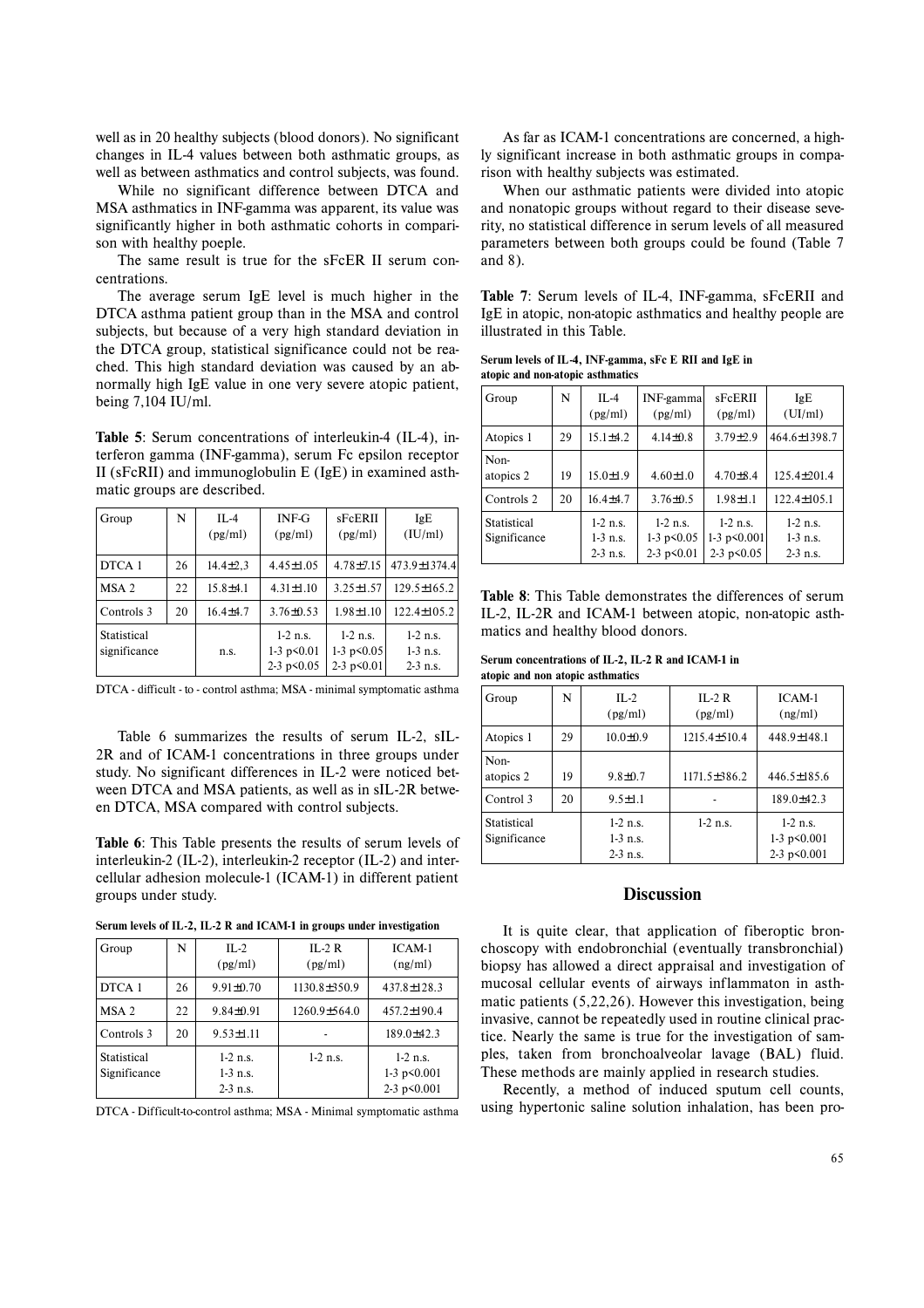well as in 20 healthy subjects (blood donors). No significant changes in IL-4 values between both asthmatic groups, as well as between asthmatics and control subjects, was found.

While no significant difference between DTCA and MSA asthmatics in INF-gamma was apparent, its value was significantly higher in both asthmatic cohorts in comparison with healthy poeple.

The same result is true for the sFcER II serum concentrations.

The average serum IgE level is much higher in the DTCA asthma patient group than in the MSA and control subjects, but because of a very high standard deviation in the DTCA group, statistical significance could not be reached. This high standard deviation was caused by an abnormally high IgE value in one very severe atopic patient, being 7,104 IU/ml.

**Table 5**: Serum concentrations of interleukin-4 (IL-4), interferon gamma (INF-gamma), serum Fc epsilon receptor II (sFcRII) and immunoglobulin E (IgE) in examined asthmatic groups are described.

| Group | N | IL-4 (pg/ml) | INF-G (pg/ml) | sFcERII (pg/ml) | IgE (IU/ml) |
|---|---|---|---|---|---|
| DTCA 1 | 26 | 14.4±2,3 | 4.45±1.05 | 4.78±7.15 | 473.9±1374.4 |
| MSA 2 | 22 | 15.8±4.1 | 4.31±1.10 | 3.25±1.57 | 129.5±165.2 |
| Controls 3 | 20 | 16.4±4.7 | 3.76±0.53 | 1.98±1.10 | 122.4±105.2 |
| Statistical significance | | n.s. | 1-2 n.s. 1-3 $p<0.01$ 2-3 $p<0.05$ | 1-2 n.s. 1-3 $p<0.05$ 2-3 $p<0.01$ | 1-2 n.s. 1-3 n.s. 2-3 n.s. |

DTCA - difficult - to - control asthma; MSA - minimal symptomatic asthma

Table 6 summarizes the results of serum IL-2, sIL-2R and of ICAM-1 concentrations in three groups under study. No significant differences in IL-2 were noticed between DTCA and MSA patients, as well as in sIL-2R between DTCA, MSA compared with control subjects.

**Table 6**: This Table presents the results of serum levels of interleukin-2 (IL-2), interleukin-2 receptor (IL-2) and intercellular adhesion molecule-1 (ICAM-1) in different patient groups under study.

**Serum levels of IL-2, IL-2 R and ICAM-1 in groups under investigation**

| Group | N | IL-2 (pg/ml) | IL-2 R (pg/ml) | ICAM-1 (ng/ml) |
|---|---|---|---|---|
| DTCA 1 | 26 | 9.91±0.70 | 1130.8±350.9 | 437.8±128.3 |
| MSA 2 | 22 | 9.84±0.91 | 1260.9±564.0 | 457.2±190.4 |
| Controls 3 | 20 | 9.53±1.11 | - | 189.0±42.3 |
| Statistical Significance | | 1-2 n.s. 1-3 n.s. 2-3 n.s. | 1-2 n.s. | 1-2 n.s. 1-3 $p<0.001$ 2-3 $p<0.001$ |

DTCA - Difficult-to-control asthma; MSA - Minimal symptomatic asthma

As far as ICAM-1 concentrations are concerned, a highly significant increase in both asthmatic groups in comparison with healthy subjects was estimated.

When our asthmatic patients were divided into atopic and nonatopic groups without regard to their disease severity, no statistical difference in serum levels of all measured parameters between both groups could be found (Table 7 and 8).

**Table 7**: Serum levels of IL-4, INF-gamma, sFcERII and IgE in atopic, non-atopic asthmatics and healthy people are illustrated in this Table.

**Serum levels of IL-4, INF-gamma, sFc E RII and IgE in atopic and non-atopic asthmatics**

| Group | N | IL-4 (pg/ml) | INF-gamma (pg/ml) | sFcERII (pg/ml) | IgE (UI/ml) |
|---|---|---|---|---|---|
| Atopics 1 | 29 | 15.1±4.2 | 4.14±0.8 | 3.79±2.9 | 464.6±1398.7 |
| Non-atopics 2 | 19 | 15.0±1.9 | 4.60±1.0 | 4.70±8.4 | 125.4±201.4 |
| Controls 2 | 20 | 16.4±4.7 | 3.76±0.5 | 1.98±1.1 | 122.4±105.1 |
| Statistical Significance | | 1-2 n.s. 1-3 n.s. 2-3 n.s. | 1-2 n.s. 1-3 $p<0.05$ 2-3 $p<0.01$ | 1-2 n.s. 1-3 $p<0.001$ 2-3 $p<0.05$ | 1-2 n.s. 1-3 n.s. 2-3 n.s. |

**Table 8**: This Table demonstrates the differences of serum IL-2, IL-2R and ICAM-1 between atopic, non-atopic asthmatics and healthy blood donors.

**Serum concentrations of IL-2, IL-2 R and ICAM-1 in atopic and non atopic asthmatics**

| Group | N | IL-2 (pg/ml) | IL-2 R (pg/ml) | ICAM-1 (ng/ml) |
|---|---|---|---|---|
| Atopics 1 | 29 | 10.0±0.9 | 1215.4±510.4 | 448.9±148.1 |
| Non-atopics 2 | 19 | 9.8±0.7 | 1171.5±386.2 | 446.5±185.6 |
| Control 3 | 20 | 9.5±1.1 | - | 189.0±42.3 |
| Statistical Significance | | 1-2 n.s. 1-3 n.s. 2-3 n.s. | 1-2 n.s. | 1-2 n.s. 1-3 $p<0.001$ 2-3 $p<0.001$ |

## Discussion

It is quite clear, that application of fiberoptic bronchoscopy with endobronchial (eventually transbronchial) biopsy has allowed a direct appraisal and investigation of mucosal cellular events of airways inflammaton in asthmatic patients (5,22,26). However this investigation, being invasive, cannot be repeatedly used in routine clinical practice. Nearly the same is true for the investigation of samples, taken from bronchoalveolar lavage (BAL) fluid. These methods are mainly applied in research studies.

Recently, a method of induced sputum cell counts, using hypertonic saline solution inhalation, has been pro-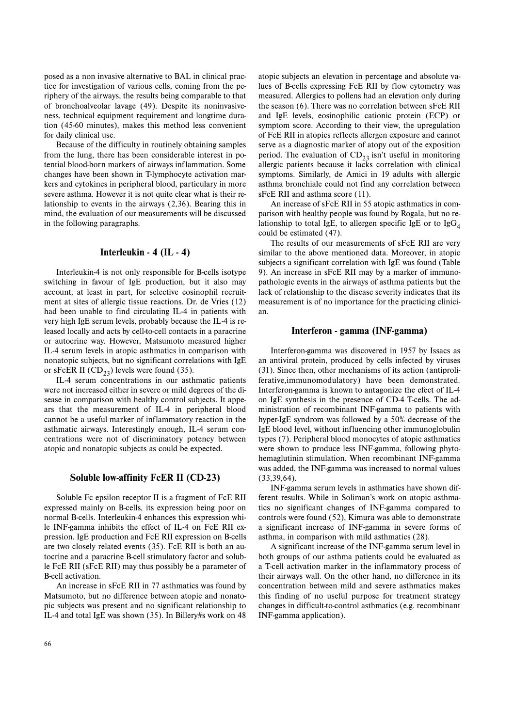posed as a non invasive alternative to BAL in clinical practice for investigation of various cells, coming from the periphery of the airways, the results being comparable to that of bronchoalveolar lavage (49). Despite its noninvasiveness, technical equipment requirement and longtime duration (45-60 minutes), makes this method less convenient for daily clinical use.

Because of the difficulty in routinely obtaining samples from the lung, there has been considerable interest in potential blood-born markers of airways inflammation. Some changes have been shown in T-lymphocyte activation markers and cytokines in peripheral blood, particulary in more severe asthma. However it is not quite clear what is their relationship to events in the airways (2,36). Bearing this in mind, the evaluation of our measurements will be discussed in the following paragraphs.

## Interleukin - 4 (IL - 4)

Interleukin-4 is not only responsible for B-cells isotype switching in favour of IgE production, but it also may account, at least in part, for selective eosinophil recruitment at sites of allergic tissue reactions. Dr. de Vries (12) had been unable to find circulating IL-4 in patients with very high IgE serum levels, probably because the IL-4 is released locally and acts by cell-to-cell contacts in a paracrine or autocrine way. However, Matsumoto measured higher IL-4 serum levels in atopic asthmatics in comparison with nonatopic subjects, but no significant correlations with IgE or sFcER II ($CD_{23}$) levels were found (35).

IL-4 serum concentrations in our asthmatic patients were not increased either in severe or mild degrees of the disease in comparison with healthy control subjects. It appears that the measurement of IL-4 in peripheral blood cannot be a useful marker of inflammatory reaction in the asthmatic airways. Interestingly enough, IL-4 serum concentrations were not of discriminatory potency between atopic and nonatopic subjects as could be expected.

## Soluble low-affinity FcER II (CD-23)

Soluble Fc epsilon receptor II is a fragment of FcE RII expressed mainly on B-cells, its expression being poor on normal B-cells. Interleukin-4 enhances this expression while INF-gamma inhibits the effect of IL-4 on FcE RII expression. IgE production and FcE RII expression on B-cells are two closely related events (35). FcE RII is both an autocrine and a paracrine B-cell stimulatory factor and soluble FcE RII (sFcE RII) may thus possibly be a parameter of B-cell activation.

An increase in sFcE RII in 77 asthmatics was found by Matsumoto, but no difference between atopic and nonatopic subjects was present and no significant relationship to IL-4 and total IgE was shown (35). In Billery#s work on 48 atopic subjects an elevation in percentage and absolute values of B-cells expressing FcE RII by flow cytometry was measured. Allergics to pollens had an elevation only during the season (6). There was no correlation between sFcE RII and IgE levels, eosinophilic cationic protein (ECP) or symptom score. According to their view, the upregulation of FcE RII in atopics reflects allergen exposure and cannot serve as a diagnostic marker of atopy out of the exposition period. The evaluation of $CD_{23}$ isn't useful in monitoring allergic patients because it lacks correlation with clinical symptoms. Similarly, de Amici in 19 adults with allergic asthma bronchiale could not find any correlation between sFcE RII and asthma score (11).

An increase of sFcE RII in 55 atopic asthmatics in comparison with healthy people was found by Rogala, but no relationship to total IgE, to allergen specific IgE or to $IgG_4$ could be estimated (47).

The results of our measurements of sFcE RII are very similar to the above mentioned data. Moreover, in atopic subjects a significant correlation with IgE was found (Table 9). An increase in sFcE RII may by a marker of immunopathologic events in the airways of asthma patients but the lack of relationship to the disease severity indicates that its measurement is of no importance for the practicing clinician.

## Interferon - gamma (INF-gamma)

Interferon-gamma was discovered in 1957 by Issacs as an antiviral protein, produced by cells infected by viruses (31). Since then, other mechanisms of its action (antiproliferative,immunomodulatory) have been demonstrated. Interferon-gamma is known to antagonize the efect of IL-4 on IgE synthesis in the presence of CD-4 T-cells. The administration of recombinant INF-gamma to patients with hyper-IgE syndrom was followed by a 50% decrease of the IgE blood level, without influencing other immunoglobulin types (7). Peripheral blood monocytes of atopic asthmatics were shown to produce less INF-gamma, following phytohemaglutinin stimulation. When recombinant INF-gamma was added, the INF-gamma was increased to normal values (33,39,64).

INF-gamma serum levels in asthmatics have shown different results. While in Soliman's work on atopic asthmatics no significant changes of INF-gamma compared to controls were found (52), Kimura was able to demonstrate a significant increase of INF-gamma in severe forms of asthma, in comparison with mild asthmatics (28).

A significant increase of the INF-gamma serum level in both groups of our asthma patients could be evaluated as a T-cell activation marker in the inflammatory process of their airways wall. On the other hand, no difference in its concentration between mild and severe asthmatics makes this finding of no useful purpose for treatment strategy changes in difficult-to-control asthmatics (e.g. recombinant INF-gamma application).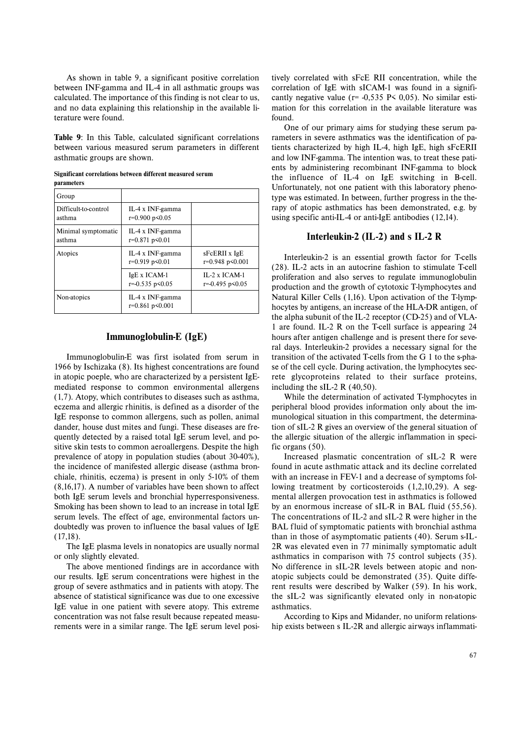As shown in table 9, a significant positive correlation between INF-gamma and IL-4 in all asthmatic groups was calculated. The importance of this finding is not clear to us, and no data explaining this relationship in the available literature were found.

**Table 9**: In this Table, calculated significant correlations between various measured serum parameters in different asthmatic groups are shown.

**Significant correlations between different measured serum parameters**

| Group | | |
|---|---|---|
| Difficult-to-control asthma | IL-4 x INF-gamma $r=0.900$ $p<0.05$ | |
| Minimal symptomatic asthma | IL-4 x INF-gamma $r=0.871$ $p<0.01$ | |
| Atopics | IL-4 x INF-gamma $r=0.919$ $p<0.01$ | sFcERII x IgE $r=0.948$ $p<0.001$ |
| | IgE x ICAM-1 $r=-0.535$ $p<0.05$ | IL-2 x ICAM-1 $r=-0.495$ $p<0.05$ |
| Non-atopics | IL-4 x INF-gamma $r=0.861$ $p<0.001$ | |

## Immunoglobulin-E (IgE)

Immunoglobulin-E was first isolated from serum in 1966 by Ischizaka (8). Its highest concentrations are found in atopic poeple, who are characterized by a persistent IgE-mediated response to common environmental allergens (1,7). Atopy, which contributes to diseases such as asthma, eczema and allergic rhinitis, is defined as a disorder of the IgE response to common allergens, such as pollen, animal dander, house dust mites and fungi. These diseases are frequently detected by a raised total IgE serum level, and positive skin tests to common aeroallergens. Despite the high prevalence of atopy in population studies (about 30-40%), the incidence of manifested allergic disease (asthma bronchiale, rhinitis, eczema) is present in only 5-10% of them (8,16,17). A number of variables have been shown to affect both IgE serum levels and bronchial hyperresponsiveness. Smoking has been shown to lead to an increase in total IgE serum levels. The effect of age, environmental factors undoubtedly was proven to influence the basal values of IgE (17,18).

The IgE plasma levels in nonatopics are usually normal or only slightly elevated.

The above mentioned findings are in accordance with our results. IgE serum concentrations were highest in the group of severe asthmatics and in patients with atopy. The absence of statistical significance was due to one excessive IgE value in one patient with severe atopy. This extreme concentration was not false result because repeated measurements were in a similar range. The IgE serum level positively correlated with sFcE RII concentration, while the correlation of IgE with sICAM-1 was found in a significantly negative value ($r= -0,535$ $P< 0,05$). No similar estimation for this correlation in the available literature was found.

One of our primary aims for studying these serum parameters in severe asthmatics was the identification of patients characterized by high IL-4, high IgE, high sFcERII and low INF-gamma. The intention was, to treat these patients by administering recombinant INF-gamma to block the influence of IL-4 on IgE switching in B-cell. Unfortunately, not one patient with this laboratory phenotype was estimated. In between, further progress in the therapy of atopic asthmatics has been demonstrated, e.g. by using specific anti-IL-4 or anti-IgE antibodies (12,14).

## Interleukin-2 (IL-2) and s IL-2 R

Interleukin-2 is an essential growth factor for T-cells (28). IL-2 acts in an autocrine fashion to stimulate T-cell proliferation and also serves to regulate immunoglobulin production and the growth of cytotoxic T-lymphocytes and Natural Killer Cells (1,16). Upon activation of the T-lymphocytes by antigens, an increase of the HLA-DR antigen, of the alpha subunit of the IL-2 receptor (CD-25) and of VLA-1 are found. IL-2 R on the T-cell surface is appearing 24 hours after antigen challenge and is present there for several days. Interleukin-2 provides a necessary signal for the transition of the activated T-cells from the G 1 to the s-phase of the cell cycle. During activation, the lymphocytes secrete glycoproteins related to their surface proteins, including the sIL-2 R (40,50).

While the determination of activated T-lymphocytes in peripheral blood provides information only about the immunological situation in this compartment, the determination of sIL-2 R gives an overview of the general situation of the allergic situation of the allergic inflammation in specific organs (50).

Increased plasmatic concentration of sIL-2 R were found in acute asthmatic attack and its decline correlated with an increase in FEV-1 and a decrease of symptoms following treatment by corticosteroids (1,2,10,29). A segmental allergen provocation test in asthmatics is followed by an enormous increase of sIL-R in BAL fluid (55,56). The concentrations of IL-2 and sIL-2 R were higher in the BAL fluid of symptomatic patients with bronchial asthma than in those of asymptomatic patients (40). Serum s-IL-2R was elevated even in 77 minimally symptomatic adult asthmatics in comparison with 75 control subjects (35). No difference in sIL-2R levels between atopic and non-atopic subjects could be demonstrated (35). Quite different results were described by Walker (59). In his work, the sIL-2 was significantly elevated only in non-atopic asthmatics.

According to Kips and Midander, no uniform relationship exists between s IL-2R and allergic airways inflammati-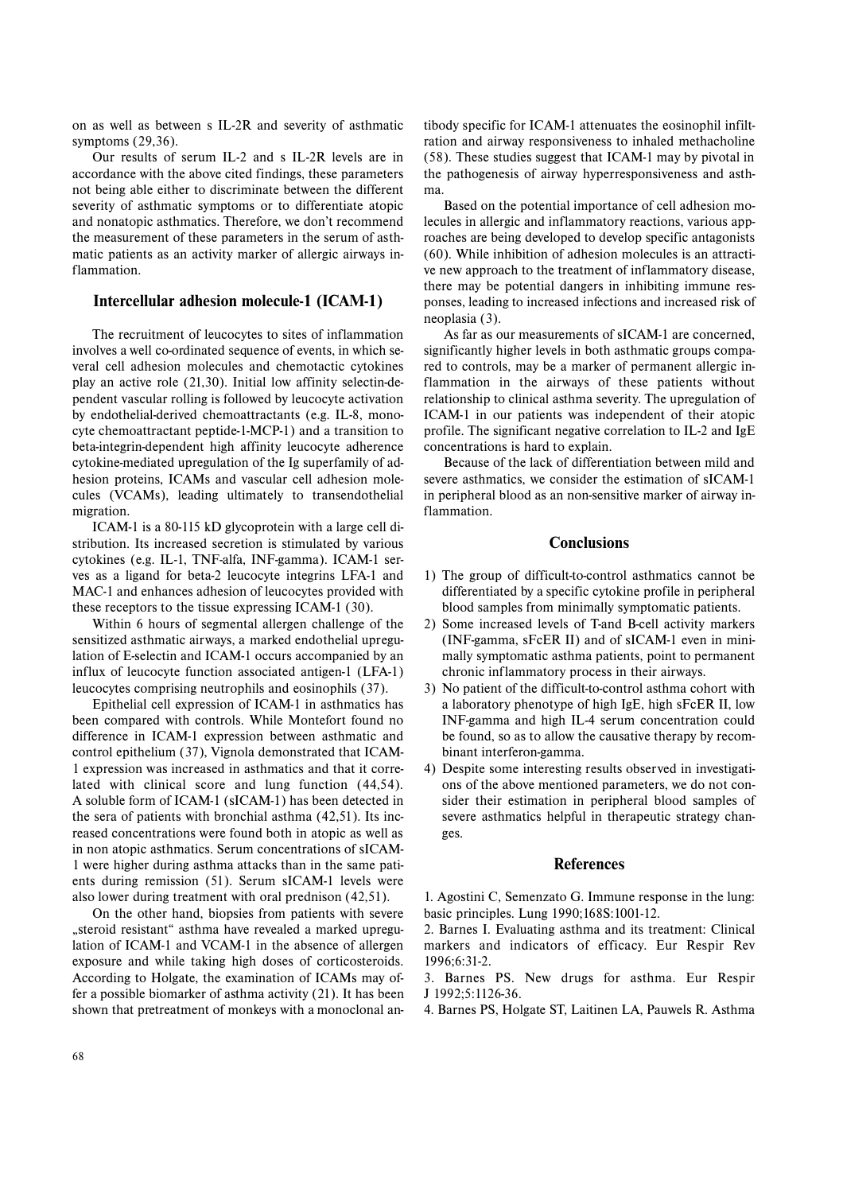on as well as between s IL-2R and severity of asthmatic symptoms (29,36).

Our results of serum IL-2 and s IL-2R levels are in accordance with the above cited findings, these parameters not being able either to discriminate between the different severity of asthmatic symptoms or to differentiate atopic and nonatopic asthmatics. Therefore, we don't recommend the measurement of these parameters in the serum of asthmatic patients as an activity marker of allergic airways inflammation.

## Intercellular adhesion molecule-1 (ICAM-1)

The recruitment of leucocytes to sites of inflammation involves a well co-ordinated sequence of events, in which several cell adhesion molecules and chemotactic cytokines play an active role (21,30). Initial low affinity selectin-dependent vascular rolling is followed by leucocyte activation by endothelial-derived chemoattractants (e.g. IL-8, monocyte chemoattractant peptide-1-MCP-1) and a transition to beta-integrin-dependent high affinity leucocyte adherence cytokine-mediated upregulation of the Ig superfamily of adhesion proteins, ICAMs and vascular cell adhesion molecules (VCAMs), leading ultimately to transendothelial migration.

ICAM-1 is a 80-115 kD glycoprotein with a large cell distribution. Its increased secretion is stimulated by various cytokines (e.g. IL-1, TNF-alfa, INF-gamma). ICAM-1 serves as a ligand for beta-2 leucocyte integrins LFA-1 and MAC-1 and enhances adhesion of leucocytes provided with these receptors to the tissue expressing ICAM-1 (30).

Within 6 hours of segmental allergen challenge of the sensitized asthmatic airways, a marked endothelial upregulation of E-selectin and ICAM-1 occurs accompanied by an influx of leucocyte function associated antigen-1 (LFA-1) leucocytes comprising neutrophils and eosinophils (37).

Epithelial cell expression of ICAM-1 in asthmatics has been compared with controls. While Montefort found no difference in ICAM-1 expression between asthmatic and control epithelium (37), Vignola demonstrated that ICAM-1 expression was increased in asthmatics and that it correlated with clinical score and lung function (44,54). A soluble form of ICAM-1 (sICAM-1) has been detected in the sera of patients with bronchial asthma (42,51). Its increased concentrations were found both in atopic as well as in non atopic asthmatics. Serum concentrations of sICAM-1 were higher during asthma attacks than in the same patients during remission (51). Serum sICAM-1 levels were also lower during treatment with oral prednison (42,51).

On the other hand, biopsies from patients with severe „steroid resistant" asthma have revealed a marked upregulation of ICAM-1 and VCAM-1 in the absence of allergen exposure and while taking high doses of corticosteroids. According to Holgate, the examination of ICAMs may offer a possible biomarker of asthma activity (21). It has been shown that pretreatment of monkeys with a monoclonal antibody specific for ICAM-1 attenuates the eosinophil infiltration and airway responsiveness to inhaled methacholine (58). These studies suggest that ICAM-1 may by pivotal in the pathogenesis of airway hyperresponsiveness and asthma.

Based on the potential importance of cell adhesion molecules in allergic and inflammatory reactions, various approaches are being developed to develop specific antagonists (60). While inhibition of adhesion molecules is an attractive new approach to the treatment of inflammatory disease, there may be potential dangers in inhibiting immune responses, leading to increased infections and increased risk of neoplasia (3).

As far as our measurements of sICAM-1 are concerned, significantly higher levels in both asthmatic groups compared to controls, may be a marker of permanent allergic inflammation in the airways of these patients without relationship to clinical asthma severity. The upregulation of ICAM-1 in our patients was independent of their atopic profile. The significant negative correlation to IL-2 and IgE concentrations is hard to explain.

Because of the lack of differentiation between mild and severe asthmatics, we consider the estimation of sICAM-1 in peripheral blood as an non-sensitive marker of airway inflammation.

## Conclusions

1) The group of difficult-to-control asthmatics cannot be differentiated by a specific cytokine profile in peripheral blood samples from minimally symptomatic patients.
2) Some increased levels of T-and B-cell activity markers (INF-gamma, sFcER II) and of sICAM-1 even in minimally symptomatic asthma patients, point to permanent chronic inflammatory process in their airways.
3) No patient of the difficult-to-control asthma cohort with a laboratory phenotype of high IgE, high sFcER II, low INF-gamma and high IL-4 serum concentration could be found, so as to allow the causative therapy by recombinant interferon-gamma.
4) Despite some interesting results observed in investigations of the above mentioned parameters, we do not consider their estimation in peripheral blood samples of severe asthmatics helpful in therapeutic strategy changes.

## References

1. Agostini C, Semenzato G. Immune response in the lung: basic principles. Lung 1990;168S:1001-12.

2. Barnes I. Evaluating asthma and its treatment: Clinical markers and indicators of efficacy. Eur Respir Rev 1996;6:31-2.

3. Barnes PS. New drugs for asthma. Eur Respir J 1992;5:1126-36.

4. Barnes PS, Holgate ST, Laitinen LA, Pauwels R. Asthma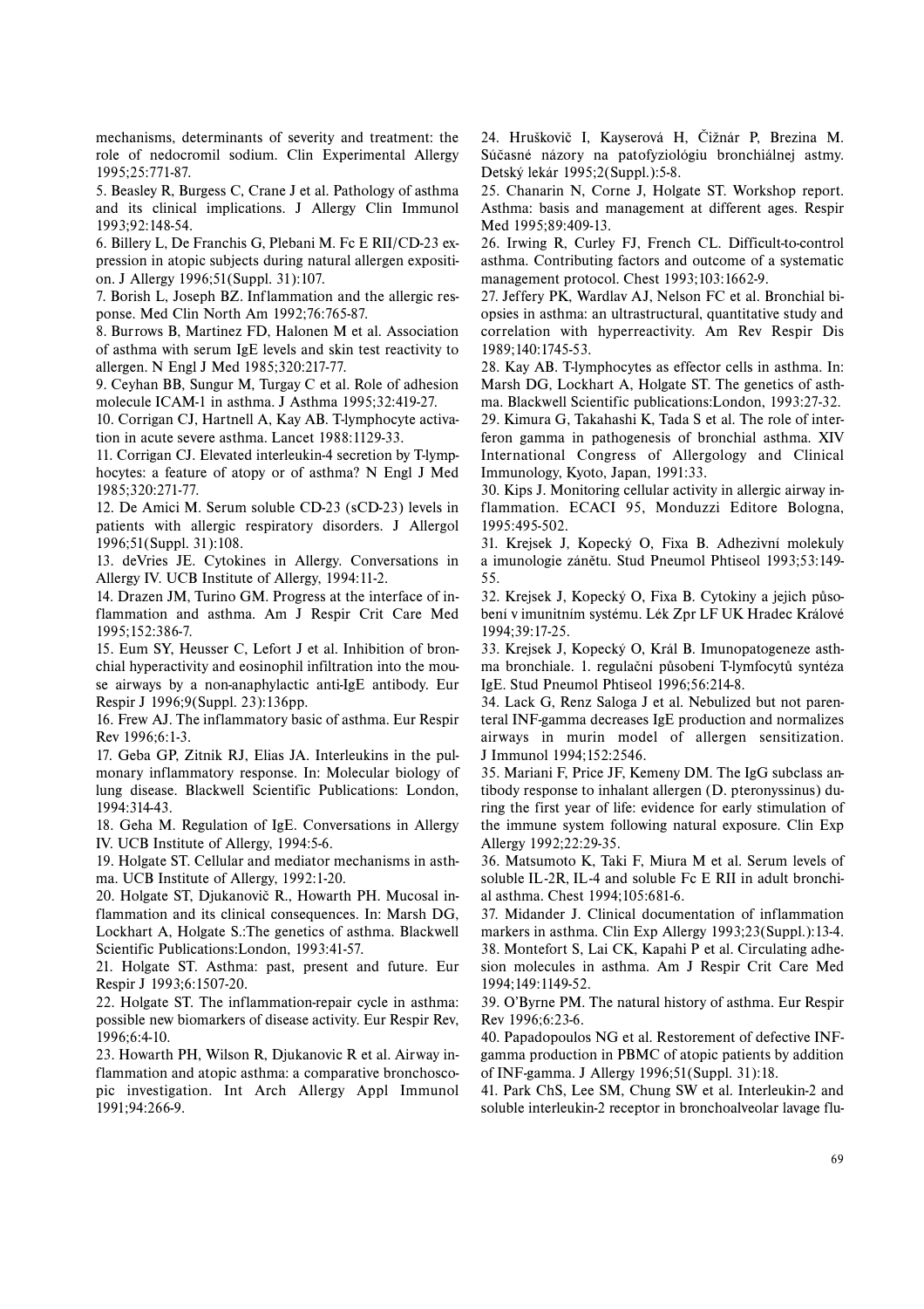mechanisms, determinants of severity and treatment: the role of nedocromil sodium. Clin Experimental Allergy 1995;25:771-87.

5. Beasley R, Burgess C, Crane J et al. Pathology of asthma and its clinical implications. J Allergy Clin Immunol 1993;92:148-54.

6. Billery L, De Franchis G, Plebani M. Fc E RII/CD-23 expression in atopic subjects during natural allergen exposition. J Allergy 1996;51(Suppl. 31):107.

7. Borish L, Joseph BZ. Inflammation and the allergic response. Med Clin North Am 1992;76:765-87.

8. Burrows B, Martinez FD, Halonen M et al. Association of asthma with serum IgE levels and skin test reactivity to allergen. N Engl J Med 1985;320:217-77.

9. Ceyhan BB, Sungur M, Turgay C et al. Role of adhesion molecule ICAM-1 in asthma. J Asthma 1995;32:419-27.

10. Corrigan CJ, Hartnell A, Kay AB. T-lymphocyte activation in acute severe asthma. Lancet 1988:1129-33.

11. Corrigan CJ. Elevated interleukin-4 secretion by T-lymphocytes: a feature of atopy or of asthma? N Engl J Med 1985;320:271-77.

12. De Amici M. Serum soluble CD-23 (sCD-23) levels in patients with allergic respiratory disorders. J Allergol 1996;51(Suppl. 31):108.

13. deVries JE. Cytokines in Allergy. Conversations in Allergy IV. UCB Institute of Allergy, 1994:11-2.

14. Drazen JM, Turino GM. Progress at the interface of inflammation and asthma. Am J Respir Crit Care Med 1995;152:386-7.

15. Eum SY, Heusser C, Lefort J et al. Inhibition of bronchial hyperactivity and eosinophil infiltration into the mouse airways by a non-anaphylactic anti-IgE antibody. Eur Respir J 1996;9(Suppl. 23):136pp.

16. Frew AJ. The inflammatory basic of asthma. Eur Respir Rev 1996;6:1-3.

17. Geba GP, Zitnik RJ, Elias JA. Interleukins in the pulmonary inflammatory response. In: Molecular biology of lung disease. Blackwell Scientific Publications: London, 1994:314-43.

18. Geha M. Regulation of IgE. Conversations in Allergy IV. UCB Institute of Allergy, 1994:5-6.

19. Holgate ST. Cellular and mediator mechanisms in asthma. UCB Institute of Allergy, 1992:1-20.

20. Holgate ST, Djukanovič R., Howarth PH. Mucosal inflammation and its clinical consequences. In: Marsh DG, Lockhart A, Holgate S.:The genetics of asthma. Blackwell Scientific Publications:London, 1993:41-57.

21. Holgate ST. Asthma: past, present and future. Eur Respir J 1993;6:1507-20.

22. Holgate ST. The inflammation-repair cycle in asthma: possible new biomarkers of disease activity. Eur Respir Rev, 1996;6:4-10.

23. Howarth PH, Wilson R, Djukanovic R et al. Airway inflammation and atopic asthma: a comparative bronchoscopic investigation. Int Arch Allergy Appl Immunol 1991;94:266-9.

24. Hruškovič I, Kayserová H, Čižnár P, Brezina M. Súčasné názory na patofyziológiu bronchiálnej astmy. Detský lekár 1995;2(Suppl.):5-8.

25. Chanarin N, Corne J, Holgate ST. Workshop report. Asthma: basis and management at different ages. Respir Med 1995;89:409-13.

26. Irwing R, Curley FJ, French CL. Difficult-to-control asthma. Contributing factors and outcome of a systematic management protocol. Chest 1993;103:1662-9.

27. Jeffery PK, Wardlav AJ, Nelson FC et al. Bronchial biopsies in asthma: an ultrastructural, quantitative study and correlation with hyperreactivity. Am Rev Respir Dis 1989;140:1745-53.

28. Kay AB. T-lymphocytes as effector cells in asthma. In: Marsh DG, Lockhart A, Holgate ST. The genetics of asthma. Blackwell Scientific publications:London, 1993:27-32.

29. Kimura G, Takahashi K, Tada S et al. The role of interferon gamma in pathogenesis of bronchial asthma. XIV International Congress of Allergology and Clinical Immunology, Kyoto, Japan, 1991:33.

30. Kips J. Monitoring cellular activity in allergic airway inflammation. ECACI 95, Monduzzi Editore Bologna, 1995:495-502.

31. Krejsek J, Kopecký O, Fixa B. Adhezivní molekuly a imunologie zánětu. Stud Pneumol Phtiseol 1993;53:149-55.

32. Krejsek J, Kopecký O, Fixa B. Cytokiny a jejich působení v imunitním systému. Lék Zpr LF UK Hradec Králové 1994;39:17-25.

33. Krejsek J, Kopecký O, Král B. Imunopatogeneze asthma bronchiale. 1. regulační působení T-lymfocytů syntéza IgE. Stud Pneumol Phtiseol 1996;56:214-8.

34. Lack G, Renz Saloga J et al. Nebulized but not parenteral INF-gamma decreases IgE production and normalizes airways in murin model of allergen sensitization. J Immunol 1994;152:2546.

35. Mariani F, Price JF, Kemeny DM. The IgG subclass antibody response to inhalant allergen (D. pteronyssinus) during the first year of life: evidence for early stimulation of the immune system following natural exposure. Clin Exp Allergy 1992;22:29-35.

36. Matsumoto K, Taki F, Miura M et al. Serum levels of soluble IL-2R, IL-4 and soluble Fc E RII in adult bronchial asthma. Chest 1994;105:681-6.

37. Midander J. Clinical documentation of inflammation markers in asthma. Clin Exp Allergy 1993;23(Suppl.):13-4.

38. Montefort S, Lai CK, Kapahi P et al. Circulating adhesion molecules in asthma. Am J Respir Crit Care Med 1994;149:1149-52.

39. O'Byrne PM. The natural history of asthma. Eur Respir Rev 1996;6:23-6.

40. Papadopoulos NG et al. Restorement of defective INF-gamma production in PBMC of atopic patients by addition of INF-gamma. J Allergy 1996;51(Suppl. 31):18.

41. Park ChS, Lee SM, Chung SW et al. Interleukin-2 and soluble interleukin-2 receptor in bronchoalveolar lavage flu-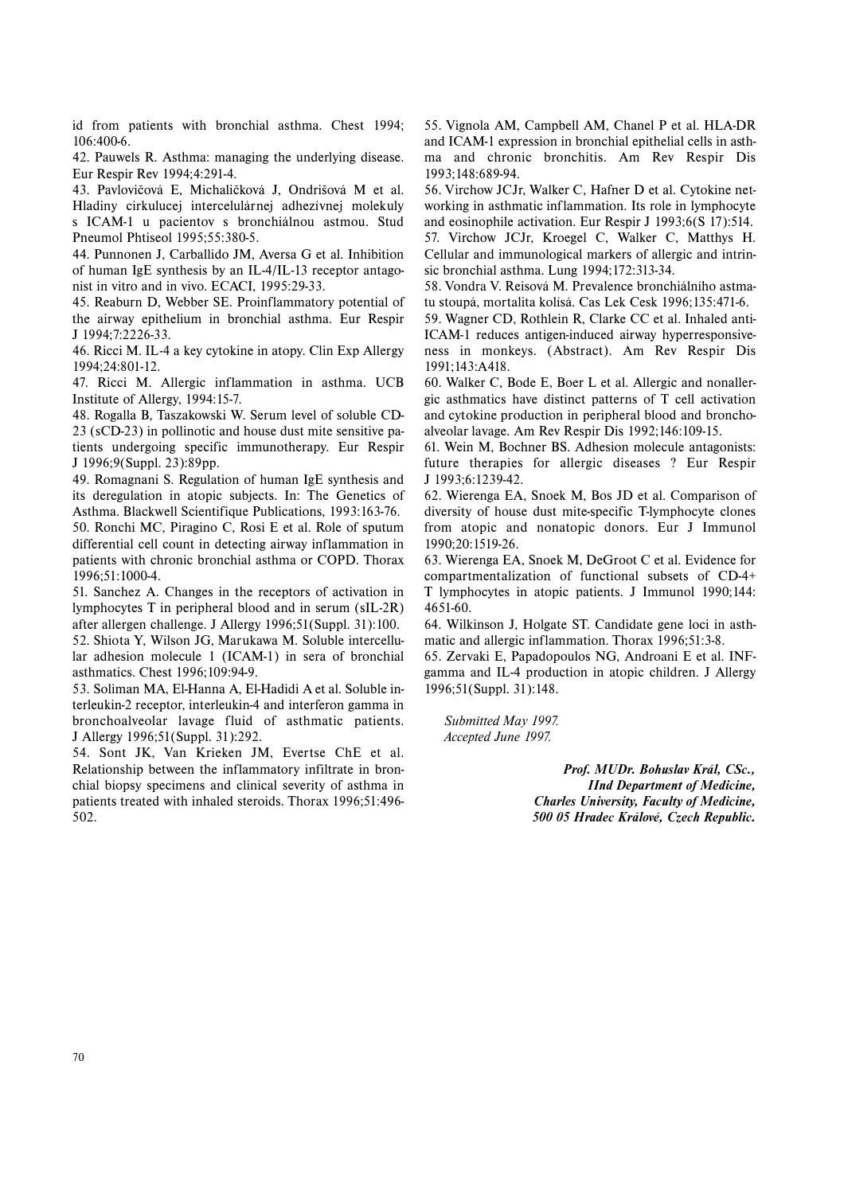id from patients with bronchial asthma. Chest 1994; 106:400-6.

42. Pauwels R. Asthma: managing the underlying disease. Eur Respir Rev 1994;4:291-4.

43. Pavlovičová E, Michaličková J, Ondrišová M et al. Hladiny cirkulucej intercelulárnej adhezívnej molekuly s ICAM-1 u pacientov s bronchiálnou astmou. Stud Pneumol Phtiseol 1995;55:380-5.

44. Punnonen J, Carballido JM, Aversa G et al. Inhibition of human IgE synthesis by an IL-4/IL-13 receptor antagonist in vitro and in vivo. ECACI, 1995:29-33.

45. Reaburn D, Webber SE. Proinflammatory potential of the airway epithelium in bronchial asthma. Eur Respir J 1994;7:2226-33.

46. Ricci M. IL-4 a key cytokine in atopy. Clin Exp Allergy 1994;24:801-12.

47. Ricci M. Allergic inflammation in asthma. UCB Institute of Allergy, 1994:15-7.

48. Rogalla B, Taszakowski W. Serum level of soluble CD-23 (sCD-23) in pollinotic and house dust mite sensitive patients undergoing specific immunotherapy. Eur Respir J 1996;9(Suppl. 23):89pp.

49. Romagnani S. Regulation of human IgE synthesis and its deregulation in atopic subjects. In: The Genetics of Asthma. Blackwell Scientifique Publications, 1993:163-76.

50. Ronchi MC, Piragino C, Rosi E et al. Role of sputum differential cell count in detecting airway inflammation in patients with chronic bronchial asthma or COPD. Thorax 1996;51:1000-4.

51. Sanchez A. Changes in the receptors of activation in lymphocytes T in peripheral blood and in serum (sIL-2R) after allergen challenge. J Allergy 1996;51(Suppl. 31):100.

52. Shiota Y, Wilson JG, Marukawa M. Soluble intercellular adhesion molecule 1 (ICAM-1) in sera of bronchial asthmatics. Chest 1996;109:94-9.

53. Soliman MA, El-Hanna A, El-Hadidi A et al. Soluble interleukin-2 receptor, interleukin-4 and interferon gamma in bronchoalveolar lavage fluid of asthmatic patients. J Allergy 1996;51(Suppl. 31):292.

54. Sont JK, Van Krieken JM, Evertse ChE et al. Relationship between the inflammatory infiltrate in bronchial biopsy specimens and clinical severity of asthma in patients treated with inhaled steroids. Thorax 1996;51:496-502.

55. Vignola AM, Campbell AM, Chanel P et al. HLA-DR and ICAM-1 expression in bronchial epithelial cells in asthma and chronic bronchitis. Am Rev Respir Dis 1993;148:689-94.

56. Virchow JCJr, Walker C, Hafner D et al. Cytokine networking in asthmatic inflammation. Its role in lymphocyte and eosinophile activation. Eur Respir J 1993;6(S 17):514.

57. Virchow JCJr, Kroegel C, Walker C, Matthys H. Cellular and immunological markers of allergic and intrinsic bronchial asthma. Lung 1994;172:313-34.

58. Vondra V. Reisová M. Prevalence bronchiálního astmatu stoupá, mortalita kolísá. Cas Lek Cesk 1996;135:471-6.

59. Wagner CD, Rothlein R, Clarke CC et al. Inhaled anti-ICAM-1 reduces antigen-induced airway hyperresponsiveness in monkeys. (Abstract). Am Rev Respir Dis 1991;143:A418.

60. Walker C, Bode E, Boer L et al. Allergic and nonallergic asthmatics have distinct patterns of T cell activation and cytokine production in peripheral blood and bronchoalveolar lavage. Am Rev Respir Dis 1992;146:109-15.

61. Wein M, Bochner BS. Adhesion molecule antagonists: future therapies for allergic diseases ? Eur Respir J 1993;6:1239-42.

62. Wierenga EA, Snoek M, Bos JD et al. Comparison of diversity of house dust mite-specific T-lymphocyte clones from atopic and nonatopic donors. Eur J Immunol 1990;20:1519-26.

63. Wierenga EA, Snoek M, DeGroot C et al. Evidence for compartmentalization of functional subsets of CD-4+ T lymphocytes in atopic patients. J Immunol 1990;144: 4651-60.

64. Wilkinson J, Holgate ST. Candidate gene loci in asthmatic and allergic inflammation. Thorax 1996;51:3-8.

65. Zervaki E, Papadopoulos NG, Androani E et al. INF-gamma and IL-4 production in atopic children. J Allergy 1996;51(Suppl. 31):148.

*Submitted May 1997.*
*Accepted June 1997.*

***Prof. MUDr. Bohuslav Král, CSc.,***
***IInd Department of Medicine,***
***Charles University, Faculty of Medicine,***
***500 05 Hradec Králové, Czech Republic.***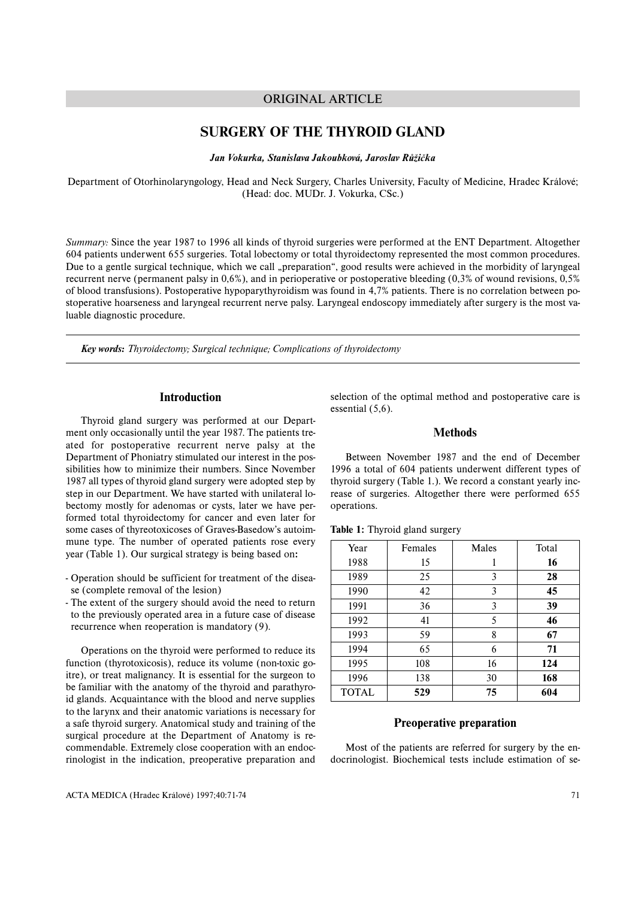ORIGINAL ARTICLE

# SURGERY OF THE THYROID GLAND

***Jan Vokurka, Stanislava Jakoubková, Jaroslav Růžička***

Department of Otorhinolaryngology, Head and Neck Surgery, Charles University, Faculty of Medicine, Hradec Králové; (Head: doc. MUDr. J. Vokurka, CSc.)

*Summary:* Since the year 1987 to 1996 all kinds of thyroid surgeries were performed at the ENT Department. Altogether 604 patients underwent 655 surgeries. Total lobectomy or total thyroidectomy represented the most common procedures. Due to a gentle surgical technique, which we call „preparation", good results were achieved in the morbidity of laryngeal recurrent nerve (permanent palsy in 0,6%), and in perioperative or postoperative bleeding (0,3% of wound revisions, 0,5% of blood transfusions). Postoperative hypoparythyroidism was found in 4,7% patients. There is no correlation between postoperative hoarseness and laryngeal recurrent nerve palsy. Laryngeal endoscopy immediately after surgery is the most valuable diagnostic procedure.

***Key words:*** *Thyroidectomy; Surgical technique; Complications of thyroidectomy*

## Introduction

Thyroid gland surgery was performed at our Department only occasionally until the year 1987. The patients treated for postoperative recurrent nerve palsy at the Department of Phoniatry stimulated our interest in the possibilities how to minimize their numbers. Since November 1987 all types of thyroid gland surgery were adopted step by step in our Department. We have started with unilateral lobectomy mostly for adenomas or cysts, later we have performed total thyroidectomy for cancer and even later for some cases of thyreotoxicoses of Graves-Basedow's autoimmune type. The number of operated patients rose every year (Table 1). Our surgical strategy is being based on**:**

- Operation should be sufficient for treatment of the disease (complete removal of the lesion)
- The extent of the surgery should avoid the need to return to the previously operated area in a future case of disease recurrence when reoperation is mandatory (9).

Operations on the thyroid were performed to reduce its function (thyrotoxicosis), reduce its volume (non-toxic goitre), or treat malignancy. It is essential for the surgeon to be familiar with the anatomy of the thyroid and parathyroid glands. Acquaintance with the blood and nerve supplies to the larynx and their anatomic variations is necessary for a safe thyroid surgery. Anatomical study and training of the surgical procedure at the Department of Anatomy is recommendable. Extremely close cooperation with an endocrinologist in the indication, preoperative preparation and selection of the optimal method and postoperative care is essential (5,6).

## Methods

Between November 1987 and the end of December 1996 a total of 604 patients underwent different types of thyroid surgery (Table 1.). We record a constant yearly increase of surgeries. Altogether there were performed 655 operations.

**Table 1:** Thyroid gland surgery

| Year | Females | Males | Total |
|---|---|---|---|
| 1988 | 15 | 1 | **16** |
| 1989 | 25 | 3 | **28** |
| 1990 | 42 | 3 | **45** |
| 1991 | 36 | 3 | **39** |
| 1992 | 41 | 5 | **46** |
| 1993 | 59 | 8 | **67** |
| 1994 | 65 | 6 | **71** |
| 1995 | 108 | 16 | **124** |
| 1996 | 138 | 30 | **168** |
| TOTAL | **529** | **75** | **604** |

## Preoperative preparation

Most of the patients are referred for surgery by the endocrinologist. Biochemical tests include estimation of se-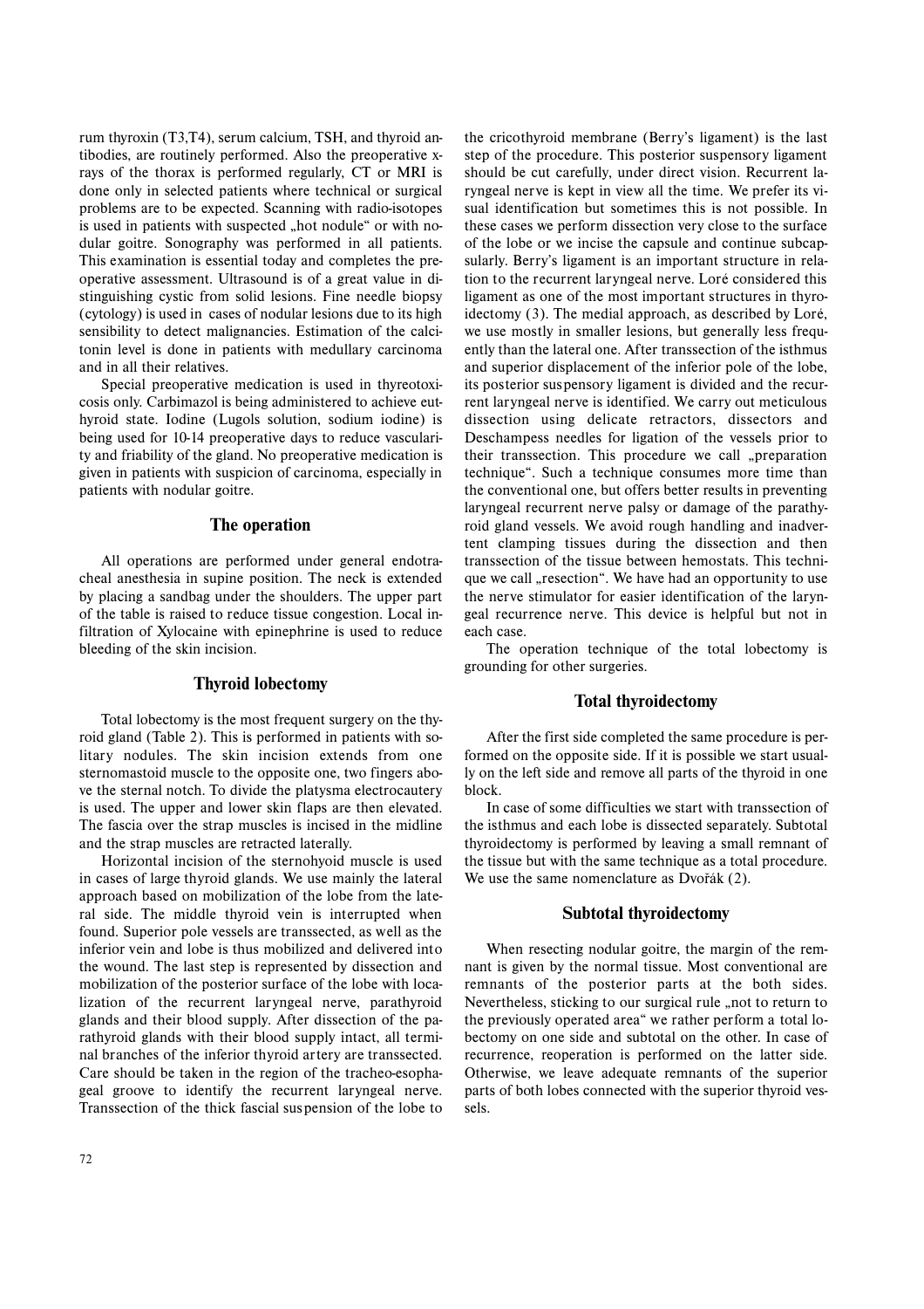rum thyroxin (T3,T4), serum calcium, TSH, and thyroid antibodies, are routinely performed. Also the preoperative x-rays of the thorax is performed regularly, CT or MRI is done only in selected patients where technical or surgical problems are to be expected. Scanning with radio-isotopes is used in patients with suspected „hot nodule" or with nodular goitre. Sonography was performed in all patients. This examination is essential today and completes the preoperative assessment. Ultrasound is of a great value in distinguishing cystic from solid lesions. Fine needle biopsy (cytology) is used in cases of nodular lesions due to its high sensibility to detect malignancies. Estimation of the calcitonin level is done in patients with medullary carcinoma and in all their relatives.

Special preoperative medication is used in thyreotoxicosis only. Carbimazol is being administered to achieve euthyroid state. Iodine (Lugols solution, sodium iodine) is being used for 10-14 preoperative days to reduce vascularity and friability of the gland. No preoperative medication is given in patients with suspicion of carcinoma, especially in patients with nodular goitre.

## The operation

All operations are performed under general endotracheal anesthesia in supine position. The neck is extended by placing a sandbag under the shoulders. The upper part of the table is raised to reduce tissue congestion. Local infiltration of Xylocaine with epinephrine is used to reduce bleeding of the skin incision.

## Thyroid lobectomy

Total lobectomy is the most frequent surgery on the thyroid gland (Table 2). This is performed in patients with solitary nodules. The skin incision extends from one sternomastoid muscle to the opposite one, two fingers above the sternal notch. To divide the platysma electrocautery is used. The upper and lower skin flaps are then elevated. The fascia over the strap muscles is incised in the midline and the strap muscles are retracted laterally.

Horizontal incision of the sternohyoid muscle is used in cases of large thyroid glands. We use mainly the lateral approach based on mobilization of the lobe from the lateral side. The middle thyroid vein is interrupted when found. Superior pole vessels are transsected, as well as the inferior vein and lobe is thus mobilized and delivered into the wound. The last step is represented by dissection and mobilization of the posterior surface of the lobe with localization of the recurrent laryngeal nerve, parathyroid glands and their blood supply. After dissection of the parathyroid glands with their blood supply intact, all terminal branches of the inferior thyroid artery are transsected. Care should be taken in the region of the tracheo-esophageal groove to identify the recurrent laryngeal nerve. Transsection of the thick fascial suspension of the lobe to the cricothyroid membrane (Berry's ligament) is the last step of the procedure. This posterior suspensory ligament should be cut carefully, under direct vision. Recurrent laryngeal nerve is kept in view all the time. We prefer its visual identification but sometimes this is not possible. In these cases we perform dissection very close to the surface of the lobe or we incise the capsule and continue subcapsularly. Berry's ligament is an important structure in relation to the recurrent laryngeal nerve. Loré considered this ligament as one of the most important structures in thyroidectomy (3). The medial approach, as described by Loré, we use mostly in smaller lesions, but generally less frequently than the lateral one. After transsection of the isthmus and superior displacement of the inferior pole of the lobe, its posterior suspensory ligament is divided and the recurrent laryngeal nerve is identified. We carry out meticulous dissection using delicate retractors, dissectors and Deschampess needles for ligation of the vessels prior to their transsection. This procedure we call „preparation technique". Such a technique consumes more time than the conventional one, but offers better results in preventing laryngeal recurrent nerve palsy or damage of the parathyroid gland vessels. We avoid rough handling and inadvertent clamping tissues during the dissection and then transsection of the tissue between hemostats. This technique we call „resection". We have had an opportunity to use the nerve stimulator for easier identification of the laryngeal recurrence nerve. This device is helpful but not in each case.

The operation technique of the total lobectomy is grounding for other surgeries.

## Total thyroidectomy

After the first side completed the same procedure is performed on the opposite side. If it is possible we start usually on the left side and remove all parts of the thyroid in one block.

In case of some difficulties we start with transsection of the isthmus and each lobe is dissected separately. Subtotal thyroidectomy is performed by leaving a small remnant of the tissue but with the same technique as a total procedure. We use the same nomenclature as Dvořák (2).

## Subtotal thyroidectomy

When resecting nodular goitre, the margin of the remnant is given by the normal tissue. Most conventional are remnants of the posterior parts at the both sides. Nevertheless, sticking to our surgical rule „not to return to the previously operated area" we rather perform a total lobectomy on one side and subtotal on the other. In case of recurrence, reoperation is performed on the latter side. Otherwise, we leave adequate remnants of the superior parts of both lobes connected with the superior thyroid vessels.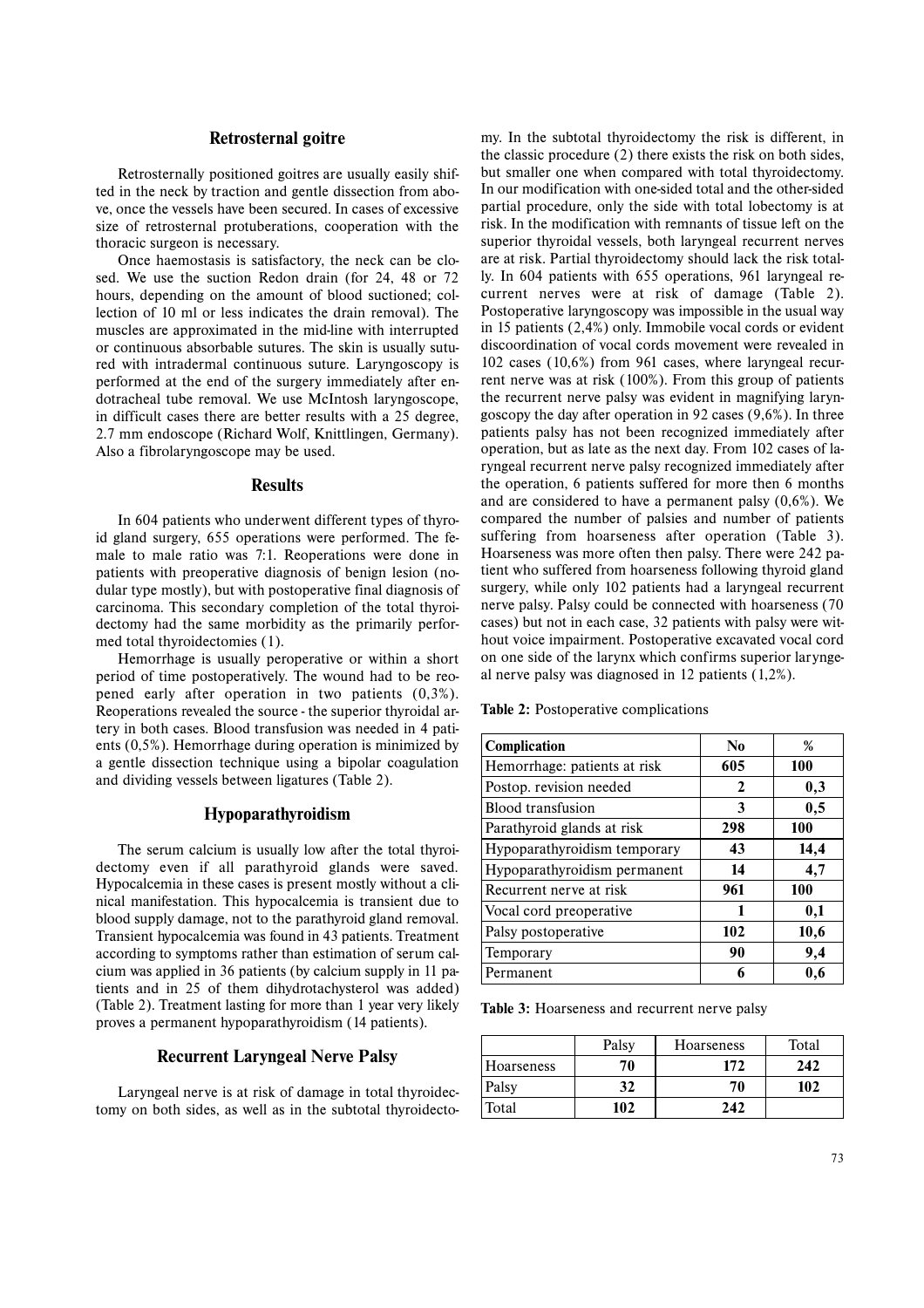## Retrosternal goitre

Retrosternally positioned goitres are usually easily shifted in the neck by traction and gentle dissection from above, once the vessels have been secured. In cases of excessive size of retrosternal protuberations, cooperation with the thoracic surgeon is necessary.

Once haemostasis is satisfactory, the neck can be closed. We use the suction Redon drain (for 24, 48 or 72 hours, depending on the amount of blood suctioned; collection of 10 ml or less indicates the drain removal). The muscles are approximated in the mid-line with interrupted or continuous absorbable sutures. The skin is usually sutured with intradermal continuous suture. Laryngoscopy is performed at the end of the surgery immediately after endotracheal tube removal. We use McIntosh laryngoscope, in difficult cases there are better results with a 25 degree, 2.7 mm endoscope (Richard Wolf, Knittlingen, Germany). Also a fibrolaryngoscope may be used.

## Results

In 604 patients who underwent different types of thyroid gland surgery, 655 operations were performed. The female to male ratio was 7:1. Reoperations were done in patients with preoperative diagnosis of benign lesion (nodular type mostly), but with postoperative final diagnosis of carcinoma. This secondary completion of the total thyroidectomy had the same morbidity as the primarily performed total thyroidectomies (1).

Hemorrhage is usually peroperative or within a short period of time postoperatively. The wound had to be reopened early after operation in two patients (0,3%). Reoperations revealed the source - the superior thyroidal artery in both cases. Blood transfusion was needed in 4 patients (0,5%). Hemorrhage during operation is minimized by a gentle dissection technique using a bipolar coagulation and dividing vessels between ligatures (Table 2).

## Hypoparathyroidism

The serum calcium is usually low after the total thyroidectomy even if all parathyroid glands were saved. Hypocalcemia in these cases is present mostly without a clinical manifestation. This hypocalcemia is transient due to blood supply damage, not to the parathyroid gland removal. Transient hypocalcemia was found in 43 patients. Treatment according to symptoms rather than estimation of serum calcium was applied in 36 patients (by calcium supply in 11 patients and in 25 of them dihydrotachysterol was added) (Table 2). Treatment lasting for more than 1 year very likely proves a permanent hypoparathyroidism (14 patients).

## Recurrent Laryngeal Nerve Palsy

Laryngeal nerve is at risk of damage in total thyroidectomy on both sides, as well as in the subtotal thyroidectomy. In the subtotal thyroidectomy the risk is different, in the classic procedure (2) there exists the risk on both sides, but smaller one when compared with total thyroidectomy. In our modification with one-sided total and the other-sided partial procedure, only the side with total lobectomy is at risk. In the modification with remnants of tissue left on the superior thyroidal vessels, both laryngeal recurrent nerves are at risk. Partial thyroidectomy should lack the risk totally. In 604 patients with 655 operations, 961 laryngeal recurrent nerves were at risk of damage (Table 2). Postoperative laryngoscopy was impossible in the usual way in 15 patients (2,4%) only. Immobile vocal cords or evident discoordination of vocal cords movement were revealed in 102 cases (10,6%) from 961 cases, where laryngeal recurrent nerve was at risk (100%). From this group of patients the recurrent nerve palsy was evident in magnifying laryngoscopy the day after operation in 92 cases (9,6%). In three patients palsy has not been recognized immediately after operation, but as late as the next day. From 102 cases of laryngeal recurrent nerve palsy recognized immediately after the operation, 6 patients suffered for more then 6 months and are considered to have a permanent palsy (0,6%). We compared the number of palsies and number of patients suffering from hoarseness after operation (Table 3). Hoarseness was more often then palsy. There were 242 patient who suffered from hoarseness following thyroid gland surgery, while only 102 patients had a laryngeal recurrent nerve palsy. Palsy could be connected with hoarseness (70 cases) but not in each case, 32 patients with palsy were without voice impairment. Postoperative excavated vocal cord on one side of the larynx which confirms superior laryngeal nerve palsy was diagnosed in 12 patients (1,2%).

**Table 2:** Postoperative complications

| Complication | No | % |
|---|---|---|
| Hemorrhage: patients at risk | 605 | 100 |
| Postop. revision needed | 2 | 0,3 |
| Blood transfusion | 3 | 0,5 |
| Parathyroid glands at risk | 298 | 100 |
| Hypoparathyroidism temporary | 43 | 14,4 |
| Hypoparathyroidism permanent | 14 | 4,7 |
| Recurrent nerve at risk | 961 | 100 |
| Vocal cord preoperative | 1 | 0,1 |
| Palsy postoperative | 102 | 10,6 |
| Temporary | 90 | 9,4 |
| Permanent | 6 | 0,6 |

**Table 3:** Hoarseness and recurrent nerve palsy

| | Palsy | Hoarseness | Total |
|---|---|---|---|
| Hoarseness | 70 | 172 | 242 |
| Palsy | 32 | 70 | 102 |
| Total | 102 | 242 | |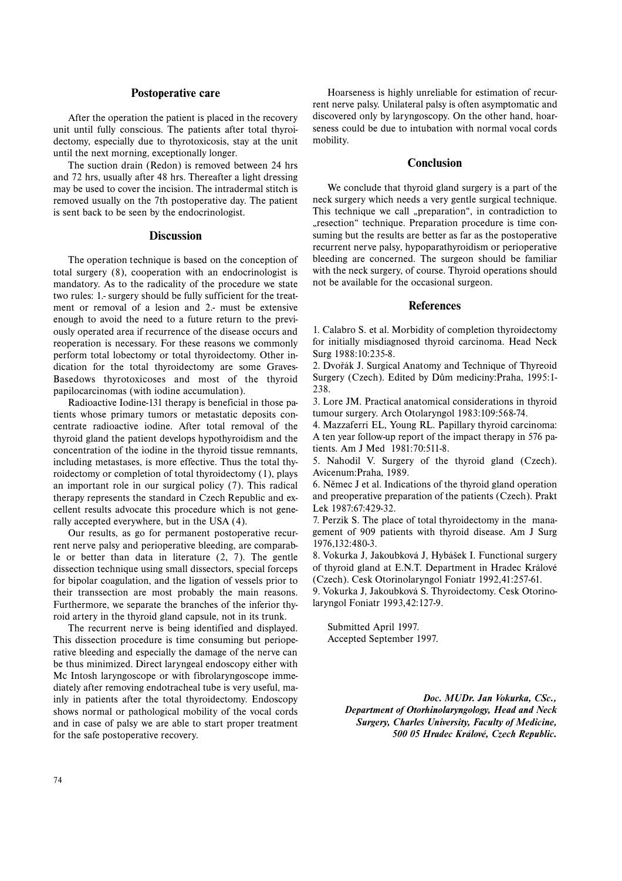## Postoperative care

After the operation the patient is placed in the recovery unit until fully conscious. The patients after total thyroidectomy, especially due to thyrotoxicosis, stay at the unit until the next morning, exceptionally longer.

The suction drain (Redon) is removed between 24 hrs and 72 hrs, usually after 48 hrs. Thereafter a light dressing may be used to cover the incision. The intradermal stitch is removed usually on the 7th postoperative day. The patient is sent back to be seen by the endocrinologist.

## Discussion

The operation technique is based on the conception of total surgery (8), cooperation with an endocrinologist is mandatory. As to the radicality of the procedure we state two rules: 1.- surgery should be fully sufficient for the treatment or removal of a lesion and 2.- must be extensive enough to avoid the need to a future return to the previously operated area if recurrence of the disease occurs and reoperation is necessary. For these reasons we commonly perform total lobectomy or total thyroidectomy. Other indication for the total thyroidectomy are some Graves-Basedows thyrotoxicoses and most of the thyroid papilocarcinomas (with iodine accumulation).

Radioactive Iodine-131 therapy is beneficial in those patients whose primary tumors or metastatic deposits concentrate radioactive iodine. After total removal of the thyroid gland the patient develops hypothyroidism and the concentration of the iodine in the thyroid tissue remnants, including metastases, is more effective. Thus the total thyroidectomy or completion of total thyroidectomy (1), plays an important role in our surgical policy (7). This radical therapy represents the standard in Czech Republic and excellent results advocate this procedure which is not generally accepted everywhere, but in the USA (4).

Our results, as go for permanent postoperative recurrent nerve palsy and perioperative bleeding, are comparable or better than data in literature (2, 7). The gentle dissection technique using small dissectors, special forceps for bipolar coagulation, and the ligation of vessels prior to their transsection are most probably the main reasons. Furthermore, we separate the branches of the inferior thyroid artery in the thyroid gland capsule, not in its trunk.

The recurrent nerve is being identified and displayed. This dissection procedure is time consuming but perioperative bleeding and especially the damage of the nerve can be thus minimized. Direct laryngeal endoscopy either with Mc Intosh laryngoscope or with fibrolaryngoscope immediately after removing endotracheal tube is very useful, mainly in patients after the total thyroidectomy. Endoscopy shows normal or pathological mobility of the vocal cords and in case of palsy we are able to start proper treatment for the safe postoperative recovery.

Hoarseness is highly unreliable for estimation of recurrent nerve palsy. Unilateral palsy is often asymptomatic and discovered only by laryngoscopy. On the other hand, hoarseness could be due to intubation with normal vocal cords mobility.

## Conclusion

We conclude that thyroid gland surgery is a part of the neck surgery which needs a very gentle surgical technique. This technique we call „preparation“, in contradiction to „resection“ technique. Preparation procedure is time consuming but the results are better as far as the postoperative recurrent nerve palsy, hypoparathyroidism or perioperative bleeding are concerned. The surgeon should be familiar with the neck surgery, of course. Thyroid operations should not be available for the occasional surgeon.

## References

1. Calabro S. et al. Morbidity of completion thyroidectomy for initially misdiagnosed thyroid carcinoma. Head Neck Surg 1988:10:235-8.
2. Dvořák J. Surgical Anatomy and Technique of Thyreoid Surgery (Czech). Edited by Dům medicíny:Praha, 1995:1-238.
3. Lore JM. Practical anatomical considerations in thyroid tumour surgery. Arch Otolaryngol 1983:109:568-74.
4. Mazzaferri EL, Young RL. Papillary thyroid carcinoma: A ten year follow-up report of the impact therapy in 576 patients. Am J Med 1981:70:511-8.
5. Nahodil V. Surgery of the thyroid gland (Czech). Avicenum:Praha, 1989.
6. Němec J et al. Indications of the thyroid gland operation and preoperative preparation of the patients (Czech). Prakt Lek 1987:67:429-32.
7. Perzik S. The place of total thyroidectomy in the management of 909 patients with thyroid disease. Am J Surg 1976,132:480-3.
8. Vokurka J, Jakoubková J, Hybášek I. Functional surgery of thyroid gland at E.N.T. Department in Hradec Králové (Czech). Cesk Otorinolaryngol Foniatr 1992,41:257-61.
9. Vokurka J, Jakoubková S. Thyroidectomy. Cesk Otorinolaryngol Foniatr 1993,42:127-9.

Submitted April 1997.
Accepted September 1997.

***Doc. MUDr. Jan Vokurka, CSc.,***
***Department of Otorhinolaryngology, Head and Neck Surgery, Charles University, Faculty of Medicine, 500 05 Hradec Králové, Czech Republic.***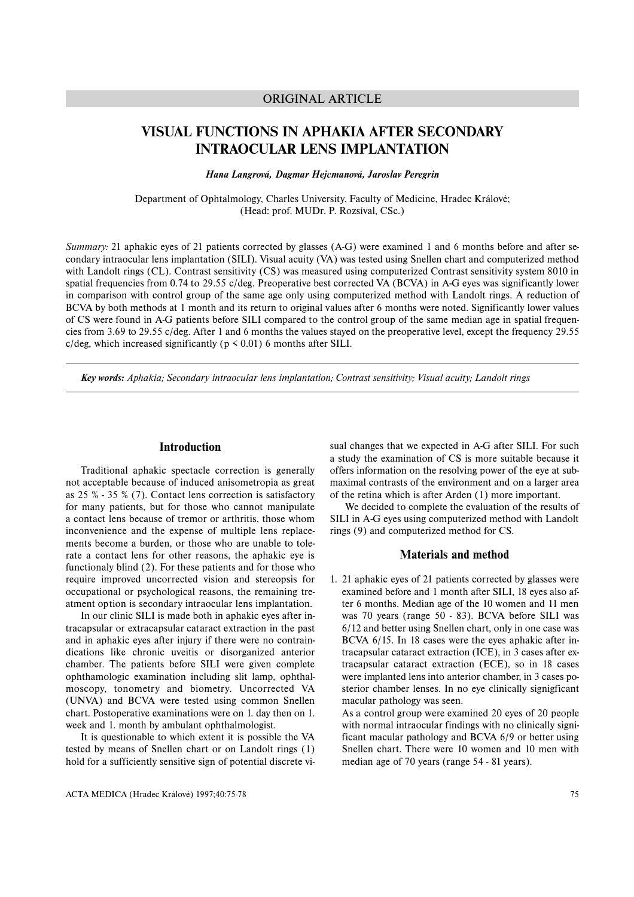ORIGINAL ARTICLE

# VISUAL FUNCTIONS IN APHAKIA AFTER SECONDARY INTRAOCULAR LENS IMPLANTATION

***Hana Langrová, Dagmar Hejcmanová, Jaroslav Peregrin***

Department of Ophtalmology, Charles University, Faculty of Medicine, Hradec Králové; (Head: prof. MUDr. P. Rozsíval, CSc.)

*Summary:* 21 aphakic eyes of 21 patients corrected by glasses (A-G) were examined 1 and 6 months before and after secondary intraocular lens implantation (SILI). Visual acuity (VA) was tested using Snellen chart and computerized method with Landolt rings (CL). Contrast sensitivity (CS) was measured using computerized Contrast sensitivity system 8010 in spatial frequencies from 0.74 to 29.55 c/deg. Preoperative best corrected VA (BCVA) in A-G eyes was significantly lower in comparison with control group of the same age only using computerized method with Landolt rings. A reduction of BCVA by both methods at 1 month and its return to original values after 6 months were noted. Significantly lower values of CS were found in A-G patients before SILI compared to the control group of the same median age in spatial frequencies from 3.69 to 29.55 c/deg. After 1 and 6 months the values stayed on the preoperative level, except the frequency 29.55 c/deg, which increased significantly ($p < 0.01$) 6 months after SILI.

***Key words:*** *Aphakia; Secondary intraocular lens implantation; Contrast sensitivity; Visual acuity; Landolt rings*

## Introduction

Traditional aphakic spectacle correction is generally not acceptable because of induced anisometropia as great as 25 % - 35 % (7). Contact lens correction is satisfactory for many patients, but for those who cannot manipulate a contact lens because of tremor or arthritis, those whom inconvenience and the expense of multiple lens replacements become a burden, or those who are unable to tolerate a contact lens for other reasons, the aphakic eye is functionaly blind (2). For these patients and for those who require improved uncorrected vision and stereopsis for occupational or psychological reasons, the remaining treatment option is secondary intraocular lens implantation.

In our clinic SILI is made both in aphakic eyes after intracapsular or extracapsular cataract extraction in the past and in aphakic eyes after injury if there were no contraindications like chronic uveitis or disorganized anterior chamber. The patients before SILI were given complete ophthamologic examination including slit lamp, ophthalmoscopy, tonometry and biometry. Uncorrected VA (UNVA) and BCVA were tested using common Snellen chart. Postoperative examinations were on 1. day then on 1. week and 1. month by ambulant ophthalmologist.

It is questionable to which extent it is possible the VA tested by means of Snellen chart or on Landolt rings (1) hold for a sufficiently sensitive sign of potential discrete visual changes that we expected in A-G after SILI. For such a study the examination of CS is more suitable because it offers information on the resolving power of the eye at submaximal contrasts of the environment and on a larger area of the retina which is after Arden (1) more important.

We decided to complete the evaluation of the results of SILI in A-G eyes using computerized method with Landolt rings (9) and computerized method for CS.

## Materials and method

1. 21 aphakic eyes of 21 patients corrected by glasses were examined before and 1 month after SILI, 18 eyes also after 6 months. Median age of the 10 women and 11 men was 70 years (range 50 - 83). BCVA before SILI was 6/12 and better using Snellen chart, only in one case was BCVA 6/15. In 18 cases were the eyes aphakic after intracapsular cataract extraction (ICE), in 3 cases after extracapsular cataract extraction (ECE), so in 18 cases were implanted lens into anterior chamber, in 3 cases posterior chamber lenses. In no eye clinically signigficant macular pathology was seen.

   As a control group were examined 20 eyes of 20 people with normal intraocular findings with no clinically significant macular pathology and BCVA 6/9 or better using Snellen chart. There were 10 women and 10 men with median age of 70 years (range 54 - 81 years).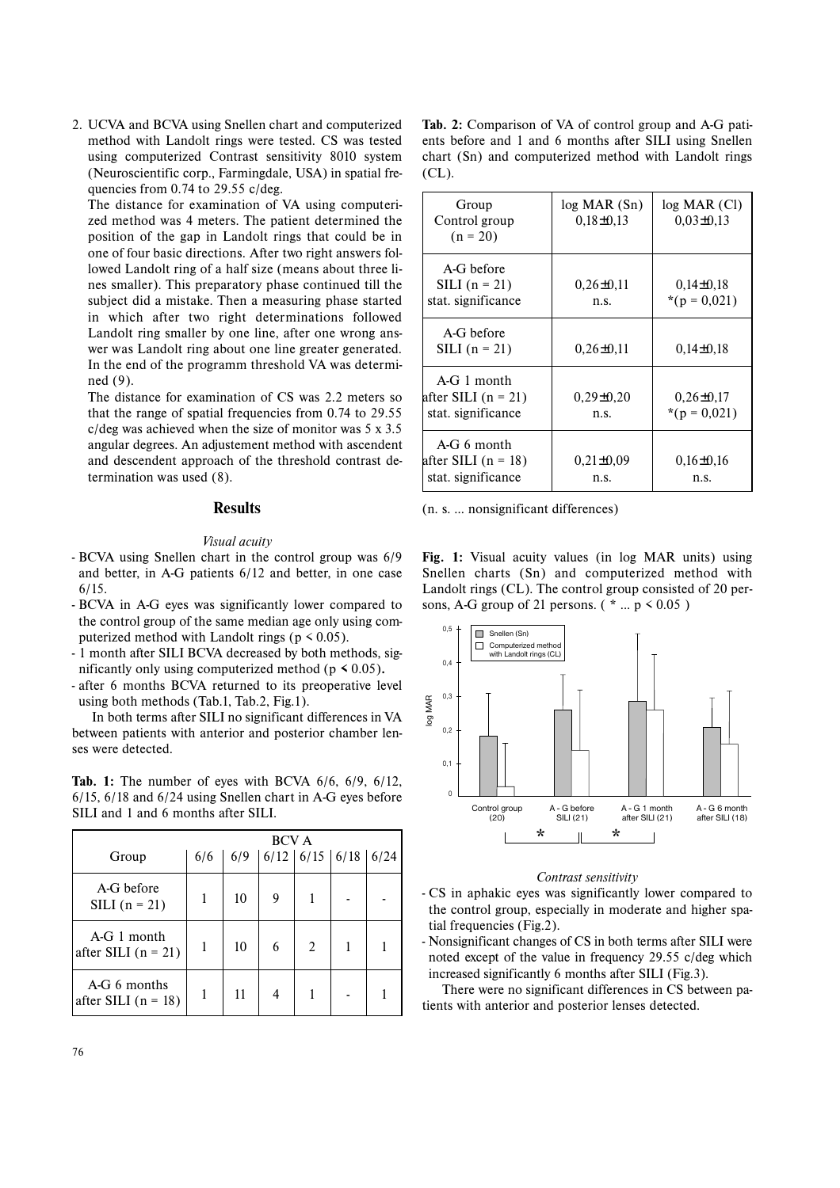2. UCVA and BCVA using Snellen chart and computerized method with Landolt rings were tested. CS was tested using computerized Contrast sensitivity 8010 system (Neuroscientific corp., Farmingdale, USA) in spatial frequencies from 0.74 to 29.55 c/deg.

   The distance for examination of VA using computerized method was 4 meters. The patient determined the position of the gap in Landolt rings that could be in one of four basic directions. After two right answers followed Landolt ring of a half size (means about three lines smaller). This preparatory phase continued till the subject did a mistake. Then a measuring phase started in which after two right determinations followed Landolt ring smaller by one line, after one wrong answer was Landolt ring about one line greater generated. In the end of the programm threshold VA was determined (9).

   The distance for examination of CS was 2.2 meters so that the range of spatial frequencies from 0.74 to 29.55 c/deg was achieved when the size of monitor was 5 x 3.5 angular degrees. An adjustement method with ascendent and descendent approach of the threshold contrast determination was used (8).

## Results

*Visual acuity*

- BCVA using Snellen chart in the control group was 6/9 and better, in A-G patients 6/12 and better, in one case 6/15.
- BCVA in A-G eyes was significantly lower compared to the control group of the same median age only using computerized method with Landolt rings ($p < 0.05$).
- 1 month after SILI BCVA decreased by both methods, significantly only using computerized method ($p < 0.05$).
- after 6 months BCVA returned to its preoperative level using both methods (Tab.1, Tab.2, Fig.1).

In both terms after SILI no significant differences in VA between patients with anterior and posterior chamber lenses were detected.

**Tab. 1:** The number of eyes with BCVA 6/6, 6/9, 6/12, 6/15, 6/18 and 6/24 using Snellen chart in A-G eyes before SILI and 1 and 6 months after SILI.

| Group | BCVA | | | | | |
|---|---|---|---|---|---|---|
| | 6/6 | 6/9 | 6/12 | 6/15 | 6/18 | 6/24 |
| A-G before SILI (n = 21) | 1 | 10 | 9 | 1 | - | - |
| A-G 1 month after SILI (n = 21) | 1 | 10 | 6 | 2 | 1 | 1 |
| A-G 6 months after SILI (n = 18) | 1 | 11 | 4 | 1 | - | 1 |

**Tab. 2:** Comparison of VA of control group and A-G patients before and 1 and 6 months after SILI using Snellen chart (Sn) and computerized method with Landolt rings (CL).

| Group | log MAR (Sn) | log MAR (Cl) |
|---|---|---|
| Control group (n = 20) | 0,18±0,13 | 0,03±0,13 |
| A-G before SILI (n = 21) stat. significance | 0,26±0,11 n.s. | 0,14±0,18 *(p = 0,021) |
| A-G before SILI (n = 21) | 0,26±0,11 | 0,14±0,18 |
| A-G 1 month after SILI (n = 21) stat. significance | 0,29±0,20 n.s. | 0,26±0,17 *(p = 0,021) |
| A-G 6 month after SILI (n = 18) stat. significance | 0,21±0,09 n.s. | 0,16±0,16 n.s. |

(n. s. ... nonsignificant differences)

**Fig. 1:** Visual acuity values (in log MAR units) using Snellen charts (Sn) and computerized method with Landolt rings (CL). The control group consisted of 20 persons, A-G group of 21 persons. ( * ... $p < 0.05$ )

*Contrast sensitivity*

- CS in aphakic eyes was significantly lower compared to the control group, especially in moderate and higher spatial frequencies (Fig.2).
- Nonsignificant changes of CS in both terms after SILI were noted except of the value in frequency 29.55 c/deg which increased significantly 6 months after SILI (Fig.3).

There were no significant differences in CS between patients with anterior and posterior lenses detected.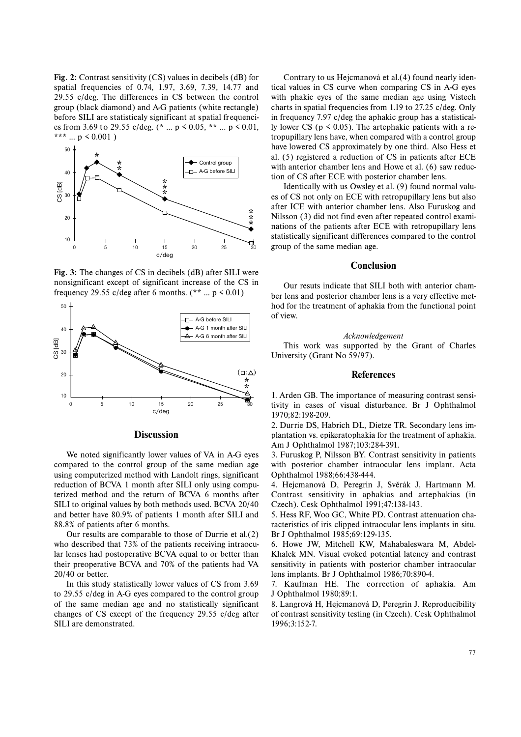**Fig. 2:** Contrast sensitivity (CS) values in decibels (dB) for spatial frequencies of 0.74, 1.97, 3.69, 7.39, 14.77 and 29.55 c/deg. The differences in CS between the control group (black diamond) and A-G patients (white rectangle) before SILI are statisticaly significant at spatial frequencies from 3.69 to 29.55 c/deg. (* ... $p < 0.05$, ** ... $p < 0.01$, *** ... $p < 0.001$ )

**Fig. 3:** The changes of CS in decibels (dB) after SILI were nonsignificant except of significant increase of the CS in frequency 29.55 c/deg after 6 months. (** ... $p < 0.01$)

## Discussion

We noted significantly lower values of VA in A-G eyes compared to the control group of the same median age using computerized method with Landolt rings, significant reduction of BCVA 1 month after SILI only using computerized method and the return of BCVA 6 months after SILI to original values by both methods used. BCVA 20/40 and better have 80.9% of patients 1 month after SILI and 88.8% of patients after 6 months.

Our results are comparable to those of Durrie et al.(2) who described that 73% of the patients receiving intraocular lenses had postoperative BCVA equal to or better than their preoperative BCVA and 70% of the patients had VA 20/40 or better.

In this study statistically lower values of CS from 3.69 to 29.55 c/deg in A-G eyes compared to the control group of the same median age and no statistically significant changes of CS except of the frequency 29.55 c/deg after SILI are demonstrated.

Contrary to us Hejcmanová et al.(4) found nearly identical values in CS curve when comparing CS in A-G eyes with phakic eyes of the same median age using Vistech charts in spatial frequencies from 1.19 to 27.25 c/deg. Only in frequency 7.97 c/deg the aphakic group has a statistically lower CS ($p < 0.05$). The artephakic patients with a retropupillary lens have, when compared with a control group have lowered CS approximately by one third. Also Hess et al. (5) registered a reduction of CS in patients after ECE with anterior chamber lens and Howe et al. (6) saw reduction of CS after ECE with posterior chamber lens.

Identically with us Owsley et al. (9) found normal values of CS not only on ECE with retropupillary lens but also after ICE with anterior chamber lens. Also Furuskog and Nilsson (3) did not find even after repeated control examinations of the patients after ECE with retropupillary lens statistically significant differences compared to the control group of the same median age.

## Conclusion

Our resuts indicate that SILI both with anterior chamber lens and posterior chamber lens is a very effective method for the treatment of aphakia from the functional point of view.

*Acknowledgement*

This work was supported by the Grant of Charles University (Grant No 59/97).

## References

1. Arden GB. The importance of measuring contrast sensitivity in cases of visual disturbance. Br J Ophthalmol 1970;82:198-209.
2. Durrie DS, Habrich DL, Dietze TR. Secondary lens implantation vs. epikeratophakia for the treatment of aphakia. Am J Ophthalmol 1987;103:284-391.
3. Furuskog P, Nilsson BY. Contrast sensitivity in patients with posterior chamber intraocular lens implant. Acta Ophthalmol 1988;66:438-444.
4. Hejcmanová D, Peregrin J, Svěrák J, Hartmann M. Contrast sensitivity in aphakias and artephakias (in Czech). Cesk Ophthalmol 1991;47:138-143.
5. Hess RF, Woo GC, White PD. Contrast attenuation characteristics of iris clipped intraocular lens implants in situ. Br J Ophthalmol 1985;69:129-135.
6. Howe JW, Mitchell KW, Mahabaleswara M, Abdel-Khalek MN. Visual evoked potential latency and contrast sensitivity in patients with posterior chamber intraocular lens implants. Br J Ophthalmol 1986;70:890-4.
7. Kaufman HE. The correction of aphakia. Am J Ophthalmol 1980;89:1.
8. Langrová H, Hejcmanová D, Peregrin J. Reproducibility of contrast sensitivity testing (in Czech). Cesk Ophthalmol 1996;3:152-7.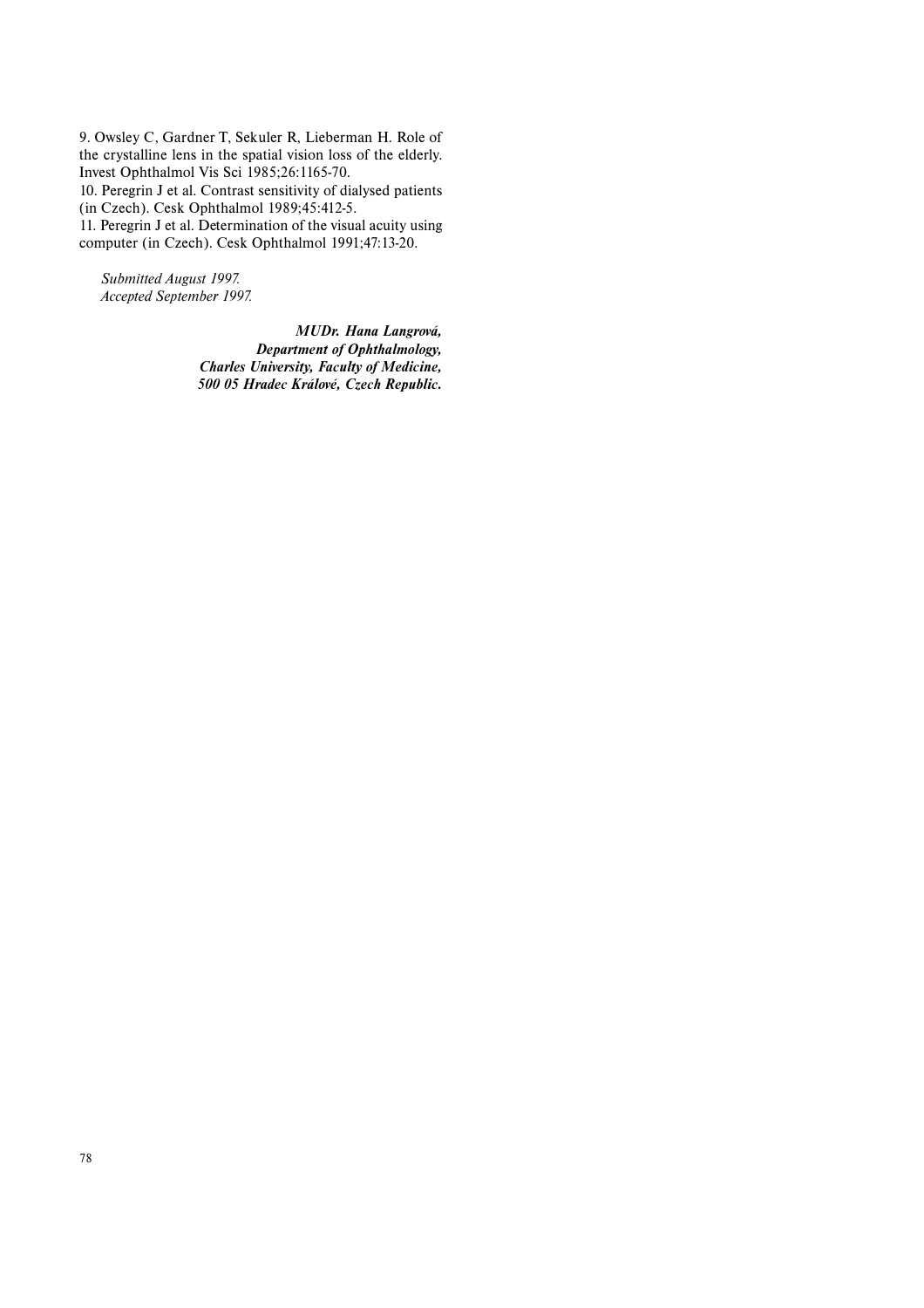9. Owsley C, Gardner T, Sekuler R, Lieberman H. Role of the crystalline lens in the spatial vision loss of the elderly. Invest Ophthalmol Vis Sci 1985;26:1165-70.

10. Peregrin J et al. Contrast sensitivity of dialysed patients (in Czech). Cesk Ophthalmol 1989;45:412-5.

11. Peregrin J et al. Determination of the visual acuity using computer (in Czech). Cesk Ophthalmol 1991;47:13-20.

*Submitted August 1997.*
*Accepted September 1997.*

***MUDr. Hana Langrová,***
***Department of Ophthalmology,***
***Charles University, Faculty of Medicine,***
***500 05 Hradec Králové, Czech Republic.***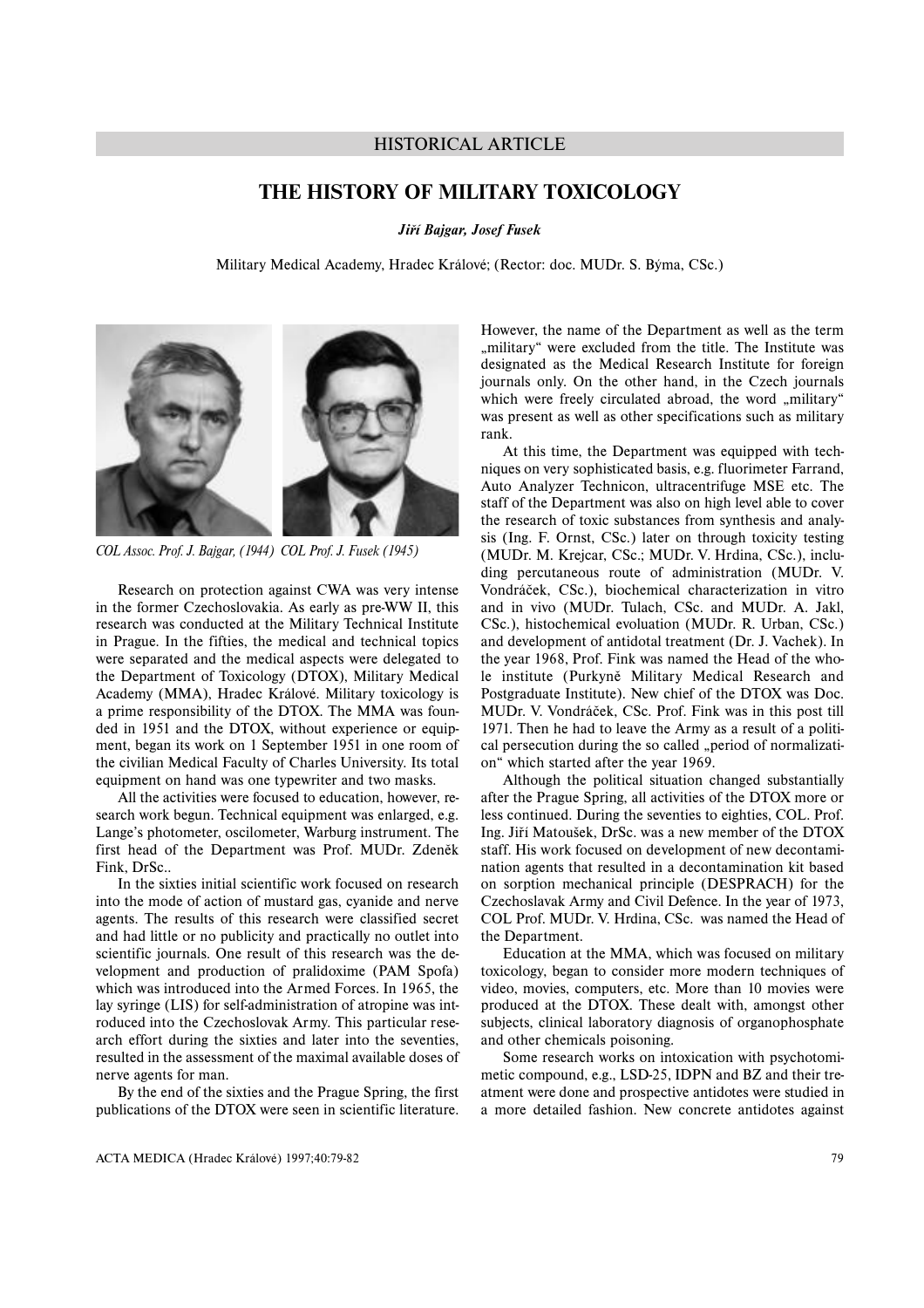## HISTORICAL ARTICLE

# THE HISTORY OF MILITARY TOXICOLOGY

***Jiří Bajgar, Josef Fusek***

Military Medical Academy, Hradec Králové; (Rector: doc. MUDr. S. Býma, CSc.)

*COL Assoc. Prof. J. Bajgar, (1944) COL Prof. J. Fusek (1945)*

Research on protection against CWA was very intense in the former Czechoslovakia. As early as pre-WW II, this research was conducted at the Military Technical Institute in Prague. In the fifties, the medical and technical topics were separated and the medical aspects were delegated to the Department of Toxicology (DTOX), Military Medical Academy (MMA), Hradec Králové. Military toxicology is a prime responsibility of the DTOX. The MMA was founded in 1951 and the DTOX, without experience or equipment, began its work on 1 September 1951 in one room of the civilian Medical Faculty of Charles University. Its total equipment on hand was one typewriter and two masks.

All the activities were focused to education, however, research work begun. Technical equipment was enlarged, e.g. Lange's photometer, oscilometer, Warburg instrument. The first head of the Department was Prof. MUDr. Zdeněk Fink, DrSc..

In the sixties initial scientific work focused on research into the mode of action of mustard gas, cyanide and nerve agents. The results of this research were classified secret and had little or no publicity and practically no outlet into scientific journals. One result of this research was the development and production of pralidoxime (PAM Spofa) which was introduced into the Armed Forces. In 1965, the lay syringe (LIS) for self-administration of atropine was introduced into the Czechoslovak Army. This particular research effort during the sixties and later into the seventies, resulted in the assessment of the maximal available doses of nerve agents for man.

By the end of the sixties and the Prague Spring, the first publications of the DTOX were seen in scientific literature. However, the name of the Department as well as the term „military" were excluded from the title. The Institute was designated as the Medical Research Institute for foreign journals only. On the other hand, in the Czech journals which were freely circulated abroad, the word „military" was present as well as other specifications such as military rank.

At this time, the Department was equipped with techniques on very sophisticated basis, e.g. fluorimeter Farrand, Auto Analyzer Technicon, ultracentrifuge MSE etc. The staff of the Department was also on high level able to cover the research of toxic substances from synthesis and analysis (Ing. F. Ornst, CSc.) later on through toxicity testing (MUDr. M. Krejcar, CSc.; MUDr. V. Hrdina, CSc.), including percutaneous route of administration (MUDr. V. Vondráček, CSc.), biochemical characterization in vitro and in vivo (MUDr. Tulach, CSc. and MUDr. A. Jakl, CSc.), histochemical evoluation (MUDr. R. Urban, CSc.) and development of antidotal treatment (Dr. J. Vachek). In the year 1968, Prof. Fink was named the Head of the whole institute (Purkyně Military Medical Research and Postgraduate Institute). New chief of the DTOX was Doc. MUDr. V. Vondráček, CSc. Prof. Fink was in this post till 1971. Then he had to leave the Army as a result of a political persecution during the so called „period of normalization" which started after the year 1969.

Although the political situation changed substantially after the Prague Spring, all activities of the DTOX more or less continued. During the seventies to eighties, COL. Prof. Ing. Jiří Matoušek, DrSc. was a new member of the DTOX staff. His work focused on development of new decontamination agents that resulted in a decontamination kit based on sorption mechanical principle (DESPRACH) for the Czechoslavak Army and Civil Defence. In the year of 1973, COL Prof. MUDr. V. Hrdina, CSc. was named the Head of the Department.

Education at the MMA, which was focused on military toxicology, began to consider more modern techniques of video, movies, computers, etc. More than 10 movies were produced at the DTOX. These dealt with, amongst other subjects, clinical laboratory diagnosis of organophosphate and other chemicals poisoning.

Some research works on intoxication with psychotomimetic compound, e.g., LSD-25, IDPN and BZ and their treatment were done and prospective antidotes were studied in a more detailed fashion. New concrete antidotes against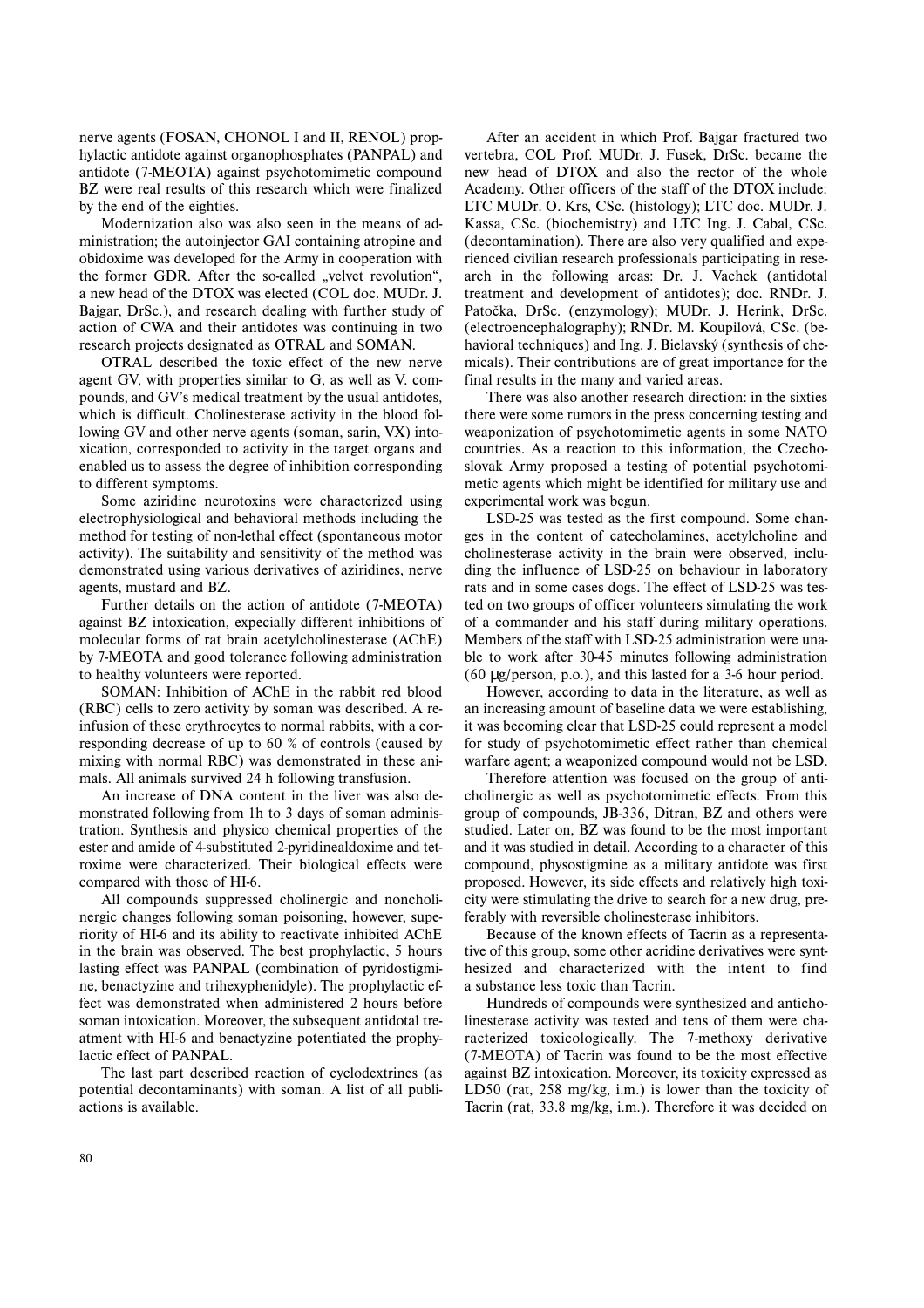nerve agents (FOSAN, CHONOL I and II, RENOL) prophylactic antidote against organophosphates (PANPAL) and antidote (7-MEOTA) against psychotomimetic compound BZ were real results of this research which were finalized by the end of the eighties.

Modernization also was also seen in the means of administration; the autoinjector GAI containing atropine and obidoxime was developed for the Army in cooperation with the former GDR. After the so-called „velvet revolution", a new head of the DTOX was elected (COL doc. MUDr. J. Bajgar, DrSc.), and research dealing with further study of action of CWA and their antidotes was continuing in two research projects designated as OTRAL and SOMAN.

OTRAL described the toxic effect of the new nerve agent GV, with properties similar to G, as well as V. compounds, and GV's medical treatment by the usual antidotes, which is difficult. Cholinesterase activity in the blood following GV and other nerve agents (soman, sarin, VX) intoxication, corresponded to activity in the target organs and enabled us to assess the degree of inhibition corresponding to different symptoms.

Some aziridine neurotoxins were characterized using electrophysiological and behavioral methods including the method for testing of non-lethal effect (spontaneous motor activity). The suitability and sensitivity of the method was demonstrated using various derivatives of aziridines, nerve agents, mustard and BZ.

Further details on the action of antidote (7-MEOTA) against BZ intoxication, expecially different inhibitions of molecular forms of rat brain acetylcholinesterase (AChE) by 7-MEOTA and good tolerance following administration to healthy volunteers were reported.

SOMAN: Inhibition of AChE in the rabbit red blood (RBC) cells to zero activity by soman was described. A reinfusion of these erythrocytes to normal rabbits, with a corresponding decrease of up to 60 % of controls (caused by mixing with normal RBC) was demonstrated in these animals. All animals survived 24 h following transfusion.

An increase of DNA content in the liver was also demonstrated following from 1h to 3 days of soman administration. Synthesis and physico chemical properties of the ester and amide of 4-substituted 2-pyridinealdoxime and tetroxime were characterized. Their biological effects were compared with those of HI-6.

All compounds suppressed cholinergic and noncholinergic changes following soman poisoning, however, superiority of HI-6 and its ability to reactivate inhibited AChE in the brain was observed. The best prophylactic, 5 hours lasting effect was PANPAL (combination of pyridostigmine, benactyzine and trihexyphenidyle). The prophylactic effect was demonstrated when administered 2 hours before soman intoxication. Moreover, the subsequent antidotal treatment with HI-6 and benactyzine potentiated the prophylactic effect of PANPAL.

The last part described reaction of cyclodextrines (as potential decontaminants) with soman. A list of all publications is available.

After an accident in which Prof. Bajgar fractured two vertebra, COL Prof. MUDr. J. Fusek, DrSc. became the new head of DTOX and also the rector of the whole Academy. Other officers of the staff of the DTOX include: LTC MUDr. O. Krs, CSc. (histology); LTC doc. MUDr. J. Kassa, CSc. (biochemistry) and LTC Ing. J. Cabal, CSc. (decontamination). There are also very qualified and experienced civilian research professionals participating in research in the following areas: Dr. J. Vachek (antidotal treatment and development of antidotes); doc. RNDr. J. Patočka, DrSc. (enzymology); MUDr. J. Herink, DrSc. (electroencephalography); RNDr. M. Koupilová, CSc. (behavioral techniques) and Ing. J. Bielavský (synthesis of chemicals). Their contributions are of great importance for the final results in the many and varied areas.

There was also another research direction: in the sixties there were some rumors in the press concerning testing and weaponization of psychotomimetic agents in some NATO countries. As a reaction to this information, the Czechoslovak Army proposed a testing of potential psychotomimetic agents which might be identified for military use and experimental work was begun.

LSD-25 was tested as the first compound. Some changes in the content of catecholamines, acetylcholine and cholinesterase activity in the brain were observed, including the influence of LSD-25 on behaviour in laboratory rats and in some cases dogs. The effect of LSD-25 was tested on two groups of officer volunteers simulating the work of a commander and his staff during military operations. Members of the staff with LSD-25 administration were unable to work after 30-45 minutes following administration (60 μg/person, p.o.), and this lasted for a 3-6 hour period.

However, according to data in the literature, as well as an increasing amount of baseline data we were establishing, it was becoming clear that LSD-25 could represent a model for study of psychotomimetic effect rather than chemical warfare agent; a weaponized compound would not be LSD.

Therefore attention was focused on the group of anticholinergic as well as psychotomimetic effects. From this group of compounds, JB-336, Ditran, BZ and others were studied. Later on, BZ was found to be the most important and it was studied in detail. According to a character of this compound, physostigmine as a military antidote was first proposed. However, its side effects and relatively high toxicity were stimulating the drive to search for a new drug, preferably with reversible cholinesterase inhibitors.

Because of the known effects of Tacrin as a representative of this group, some other acridine derivatives were synthesized and characterized with the intent to find a substance less toxic than Tacrin.

Hundreds of compounds were synthesized and anticholinesterase activity was tested and tens of them were characterized toxicologically. The 7-methoxy derivative (7-MEOTA) of Tacrin was found to be the most effective against BZ intoxication. Moreover, its toxicity expressed as $LD_{50}$ (rat, 258 mg/kg, i.m.) is lower than the toxicity of Tacrin (rat, 33.8 mg/kg, i.m.). Therefore it was decided on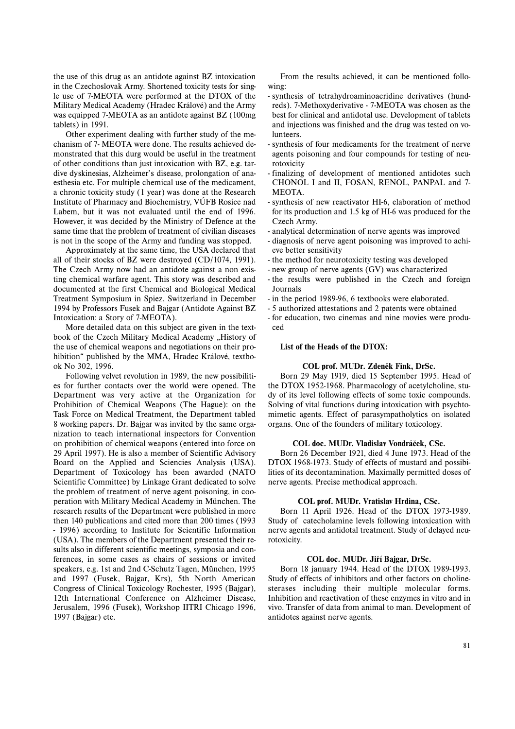the use of this drug as an antidote against BZ intoxication in the Czechoslovak Army. Shortened toxicity tests for single use of 7-MEOTA were performed at the DTOX of the Military Medical Academy (Hradec Králové) and the Army was equipped 7-MEOTA as an antidote against BZ (100mg tablets) in 1991.

Other experiment dealing with further study of the mechanism of 7- MEOTA were done. The results achieved demonstrated that this durg would be useful in the treatment of other conditions than just intoxication with BZ, e.g. tardive dyskinesias, Alzheimer's disease, prolongation of anaesthesia etc. For multiple chemical use of the medicament, a chronic toxicity study (1 year) was done at the Research Institute of Pharmacy and Biochemistry, VÚFB Rosice nad Labem, but it was not evaluated until the end of 1996. However, it was decided by the Ministry of Defence at the same time that the problem of treatment of civilian diseases is not in the scope of the Army and funding was stopped.

Approximately at the same time, the USA declared that all of their stocks of BZ were destroyed (CD/1074, 1991). The Czech Army now had an antidote against a non existing chemical warfare agent. This story was described and documented at the first Chemical and Biological Medical Treatment Symposium in Spiez, Switzerland in December 1994 by Professors Fusek and Bajgar (Antidote Against BZ Intoxication: a Story of 7-MEOTA).

More detailed data on this subject are given in the textbook of the Czech Military Medical Academy „History of the use of chemical weapons and negotiations on their prohibition" published by the MMA, Hradec Králové, textbook No 302, 1996.

Following velvet revolution in 1989, the new possibilities for further contacts over the world were opened. The Department was very active at the Organization for Prohibition of Chemical Weapons (The Hague): on the Task Force on Medical Treatment, the Department tabled 8 working papers. Dr. Bajgar was invited by the same organization to teach international inspectors for Convention on prohibition of chemical weapons (entered into force on 29 April 1997). He is also a member of Scientific Advisory Board on the Applied and Sciencies Analysis (USA). Department of Toxicology has been awarded (NATO Scientific Committee) by Linkage Grant dedicated to solve the problem of treatment of nerve agent poisoning, in cooperation with Military Medical Academy in München. The research results of the Department were published in more then 140 publications and cited more than 200 times (1993 - 1996) according to Institute for Scientific Information (USA). The members of the Department presented their results also in different scientific meetings, symposia and conferences, in some cases as chairs of sessions or invited speakers, e.g. 1st and 2nd C-Schutz Tagen, München, 1995 and 1997 (Fusek, Bajgar, Krs), 5th North American Congress of Clinical Toxicology Rochester, 1995 (Bajgar), 12th International Conference on Alzheimer Disease, Jerusalem, 1996 (Fusek), Workshop IITRI Chicago 1996, 1997 (Bajgar) etc.

From the results achieved, it can be mentioned following:

- synthesis of tetrahydroaminoacridine derivatives (hundreds). 7-Methoxyderivative - 7-MEOTA was chosen as the best for clinical and antidotal use. Development of tablets and injections was finished and the drug was tested on volunteers.
- synthesis of four medicaments for the treatment of nerve agents poisoning and four compounds for testing of neurotoxicity
- finalizing of development of mentioned antidotes such CHONOL I and II, FOSAN, RENOL, PANPAL and 7-MEOTA.
- synthesis of new reactivator HI-6, elaboration of method for its production and 1.5 kg of HI-6 was produced for the Czech Army.
- analytical determination of nerve agents was improved
- diagnosis of nerve agent poisoning was improved to achieve better sensitivity
- the method for neurotoxicity testing was developed
- new group of nerve agents (GV) was characterized
- the results were published in the Czech and foreign Journals
- in the period 1989-96, 6 textbooks were elaborated.
- 5 authorized attestations and 2 patents were obtained
- for education, two cinemas and nine movies were produced

**List of the Heads of the DTOX:**

**COL prof. MUDr. Zdeněk Fink, DrSc.**

Born 29 May 1919, died 15 September 1995. Head of the DTOX 1952-1968. Pharmacology of acetylcholine, study of its level following effects of some toxic compounds. Solving of vital functions during intoxication with psychomimetic agents. Effect of parasympatholytics on isolated organs. One of the founders of military toxicology.

**COL doc. MUDr. Vladislav Vondráček, CSc.**

Born 26 December 1921, died 4 June 1973. Head of the DTOX 1968-1973. Study of effects of mustard and possibilities of its decontamination. Maximally permitted doses of nerve agents. Precise methodical approach.

**COL prof. MUDr. Vratislav Hrdina, CSc.**

Born 11 April 1926. Head of the DTOX 1973-1989. Study of catecholamine levels following intoxication with nerve agents and antidotal treatment. Study of delayed neurotoxicity.

**COL doc. MUDr. Jiří Bajgar, DrSc.**

Born 18 january 1944. Head of the DTOX 1989-1993. Study of effects of inhibitors and other factors on cholinesterases including their multiple molecular forms. Inhibition and reactivation of these enzymes in vitro and in vivo. Transfer of data from animal to man. Development of antidotes against nerve agents.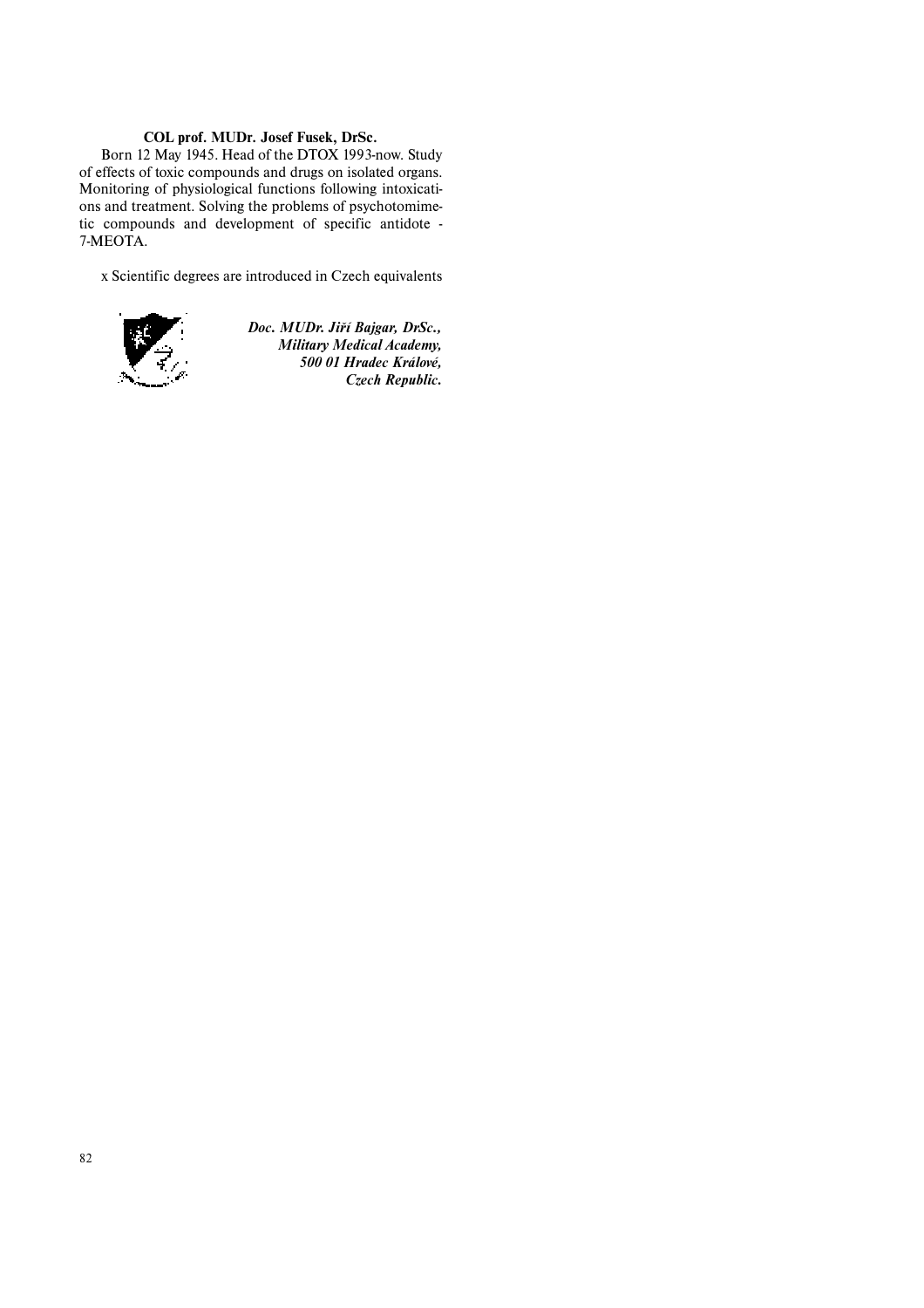**COL prof. MUDr. Josef Fusek, DrSc.**

Born 12 May 1945. Head of the DTOX 1993-now. Study of effects of toxic compounds and drugs on isolated organs. Monitoring of physiological functions following intoxications and treatment. Solving the problems of psychotomimetic compounds and development of specific antidote - 7-MEOTA.

x Scientific degrees are introduced in Czech equivalents

***Doc. MUDr. Jiří Bajgar, DrSc.,***
***Military Medical Academy,***
***500 01 Hradec Králové,***
***Czech Republic.***